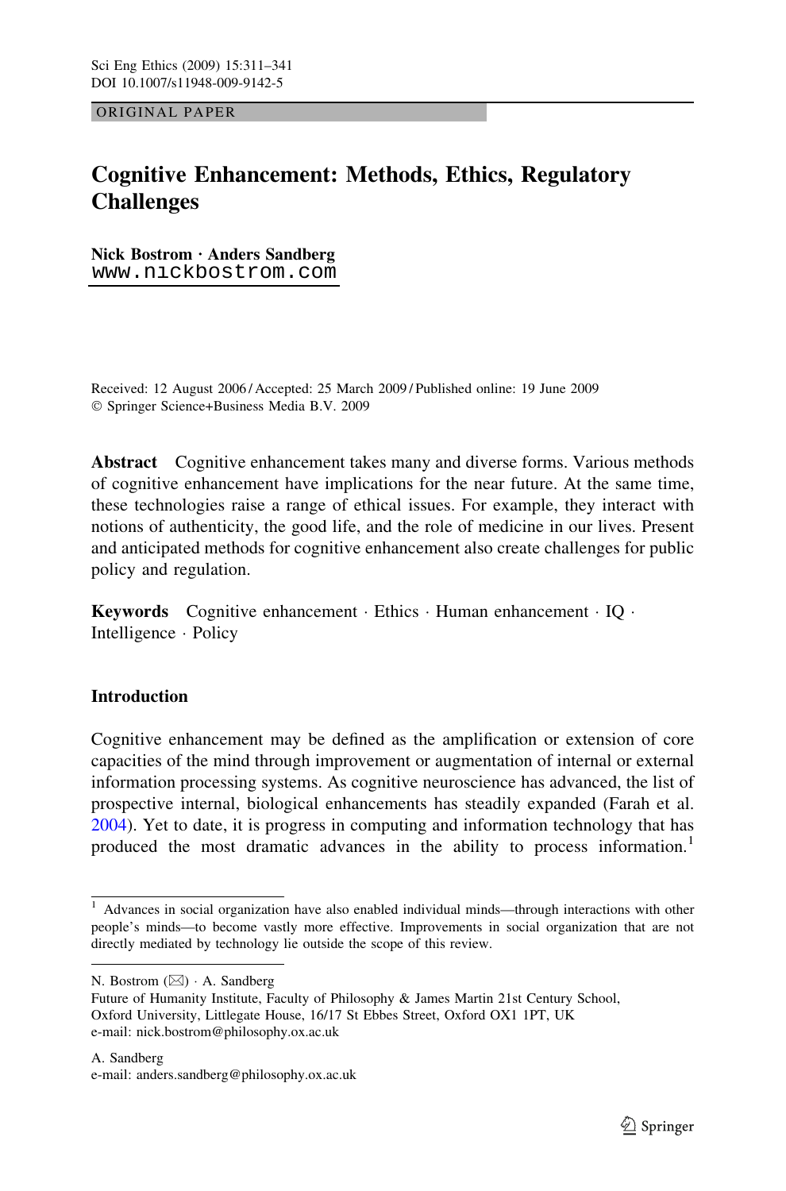ORIGINAL PAPER

# Cognitive Enhancement: Methods, Ethics, Regulatory Challenges

**Nick Bostrom · Anders Sandberg**
www.nickbostrom.com

Received: 12 August 2006 / Accepted: 25 March 2009 / Published online: 19 June 2009
© Springer Science+Business Media B.V. 2009

**Abstract** Cognitive enhancement takes many and diverse forms. Various methods of cognitive enhancement have implications for the near future. At the same time, these technologies raise a range of ethical issues. For example, they interact with notions of authenticity, the good life, and the role of medicine in our lives. Present and anticipated methods for cognitive enhancement also create challenges for public policy and regulation.

**Keywords** Cognitive enhancement · Ethics · Human enhancement · IQ · Intelligence · Policy

## Introduction

Cognitive enhancement may be defined as the amplification or extension of core capacities of the mind through improvement or augmentation of internal or external information processing systems. As cognitive neuroscience has advanced, the list of prospective internal, biological enhancements has steadily expanded (Farah et al. 2004). Yet to date, it is progress in computing and information technology that has produced the most dramatic advances in the ability to process information.[1]

[1] Advances in social organization have also enabled individual minds—through interactions with other people's minds—to become vastly more effective. Improvements in social organization that are not directly mediated by technology lie outside the scope of this review.

N. Bostrom (✉) · A. Sandberg
Future of Humanity Institute, Faculty of Philosophy & James Martin 21st Century School, Oxford University, Littlegate House, 16/17 St Ebbes Street, Oxford OX1 1PT, UK
e-mail: nick.bostrom@philosophy.ox.ac.uk

A. Sandberg
e-mail: anders.sandberg@philosophy.ox.ac.uk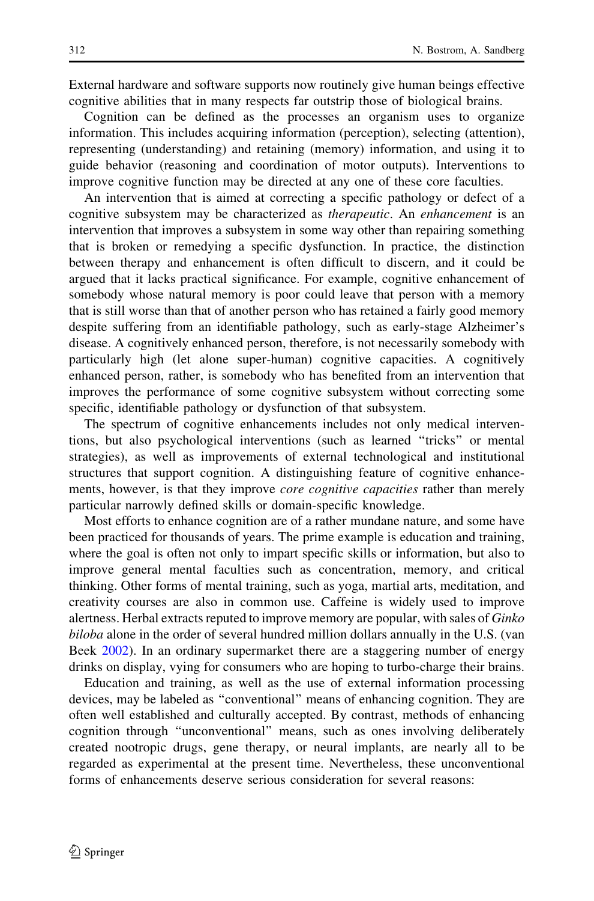External hardware and software supports now routinely give human beings effective cognitive abilities that in many respects far outstrip those of biological brains.

Cognition can be defined as the processes an organism uses to organize information. This includes acquiring information (perception), selecting (attention), representing (understanding) and retaining (memory) information, and using it to guide behavior (reasoning and coordination of motor outputs). Interventions to improve cognitive function may be directed at any one of these core faculties.

An intervention that is aimed at correcting a specific pathology or defect of a cognitive subsystem may be characterized as *therapeutic*. An *enhancement* is an intervention that improves a subsystem in some way other than repairing something that is broken or remedying a specific dysfunction. In practice, the distinction between therapy and enhancement is often difficult to discern, and it could be argued that it lacks practical significance. For example, cognitive enhancement of somebody whose natural memory is poor could leave that person with a memory that is still worse than that of another person who has retained a fairly good memory despite suffering from an identifiable pathology, such as early-stage Alzheimer's disease. A cognitively enhanced person, therefore, is not necessarily somebody with particularly high (let alone super-human) cognitive capacities. A cognitively enhanced person, rather, is somebody who has benefited from an intervention that improves the performance of some cognitive subsystem without correcting some specific, identifiable pathology or dysfunction of that subsystem.

The spectrum of cognitive enhancements includes not only medical interventions, but also psychological interventions (such as learned "tricks" or mental strategies), as well as improvements of external technological and institutional structures that support cognition. A distinguishing feature of cognitive enhancements, however, is that they improve *core cognitive capacities* rather than merely particular narrowly defined skills or domain-specific knowledge.

Most efforts to enhance cognition are of a rather mundane nature, and some have been practiced for thousands of years. The prime example is education and training, where the goal is often not only to impart specific skills or information, but also to improve general mental faculties such as concentration, memory, and critical thinking. Other forms of mental training, such as yoga, martial arts, meditation, and creativity courses are also in common use. Caffeine is widely used to improve alertness. Herbal extracts reputed to improve memory are popular, with sales of *Ginko biloba* alone in the order of several hundred million dollars annually in the U.S. (van Beek 2002). In an ordinary supermarket there are a staggering number of energy drinks on display, vying for consumers who are hoping to turbo-charge their brains.

Education and training, as well as the use of external information processing devices, may be labeled as "conventional" means of enhancing cognition. They are often well established and culturally accepted. By contrast, methods of enhancing cognition through "unconventional" means, such as ones involving deliberately created nootropic drugs, gene therapy, or neural implants, are nearly all to be regarded as experimental at the present time. Nevertheless, these unconventional forms of enhancements deserve serious consideration for several reasons: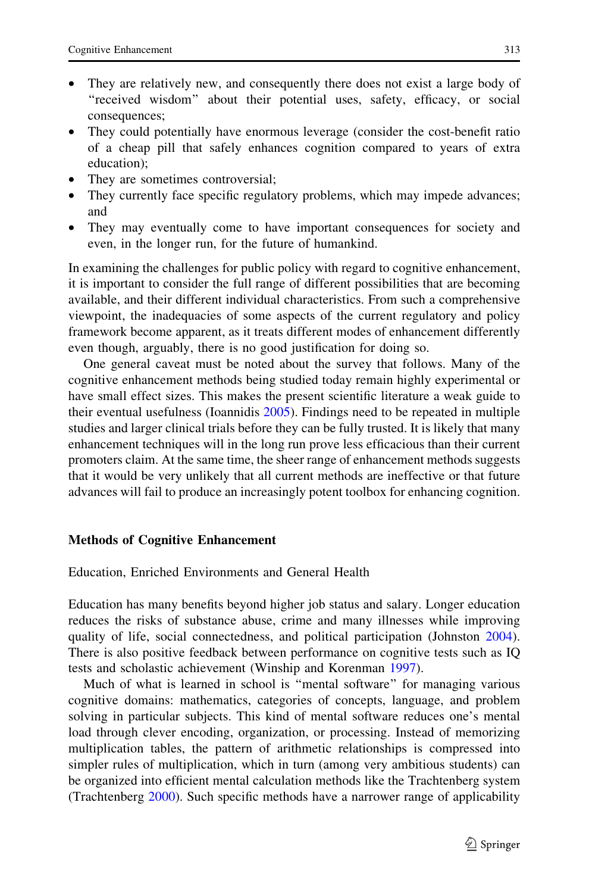- They are relatively new, and consequently there does not exist a large body of "received wisdom" about their potential uses, safety, efficacy, or social consequences;
- They could potentially have enormous leverage (consider the cost-benefit ratio of a cheap pill that safely enhances cognition compared to years of extra education);
- They are sometimes controversial;
- They currently face specific regulatory problems, which may impede advances; and
- They may eventually come to have important consequences for society and even, in the longer run, for the future of humankind.

In examining the challenges for public policy with regard to cognitive enhancement, it is important to consider the full range of different possibilities that are becoming available, and their different individual characteristics. From such a comprehensive viewpoint, the inadequacies of some aspects of the current regulatory and policy framework become apparent, as it treats different modes of enhancement differently even though, arguably, there is no good justification for doing so.

One general caveat must be noted about the survey that follows. Many of the cognitive enhancement methods being studied today remain highly experimental or have small effect sizes. This makes the present scientific literature a weak guide to their eventual usefulness (Ioannidis 2005). Findings need to be repeated in multiple studies and larger clinical trials before they can be fully trusted. It is likely that many enhancement techniques will in the long run prove less efficacious than their current promoters claim. At the same time, the sheer range of enhancement methods suggests that it would be very unlikely that all current methods are ineffective or that future advances will fail to produce an increasingly potent toolbox for enhancing cognition.

## Methods of Cognitive Enhancement

### Education, Enriched Environments and General Health

Education has many benefits beyond higher job status and salary. Longer education reduces the risks of substance abuse, crime and many illnesses while improving quality of life, social connectedness, and political participation (Johnston 2004). There is also positive feedback between performance on cognitive tests such as IQ tests and scholastic achievement (Winship and Korenman 1997).

Much of what is learned in school is "mental software" for managing various cognitive domains: mathematics, categories of concepts, language, and problem solving in particular subjects. This kind of mental software reduces one's mental load through clever encoding, organization, or processing. Instead of memorizing multiplication tables, the pattern of arithmetic relationships is compressed into simpler rules of multiplication, which in turn (among very ambitious students) can be organized into efficient mental calculation methods like the Trachtenberg system (Trachtenberg 2000). Such specific methods have a narrower range of applicability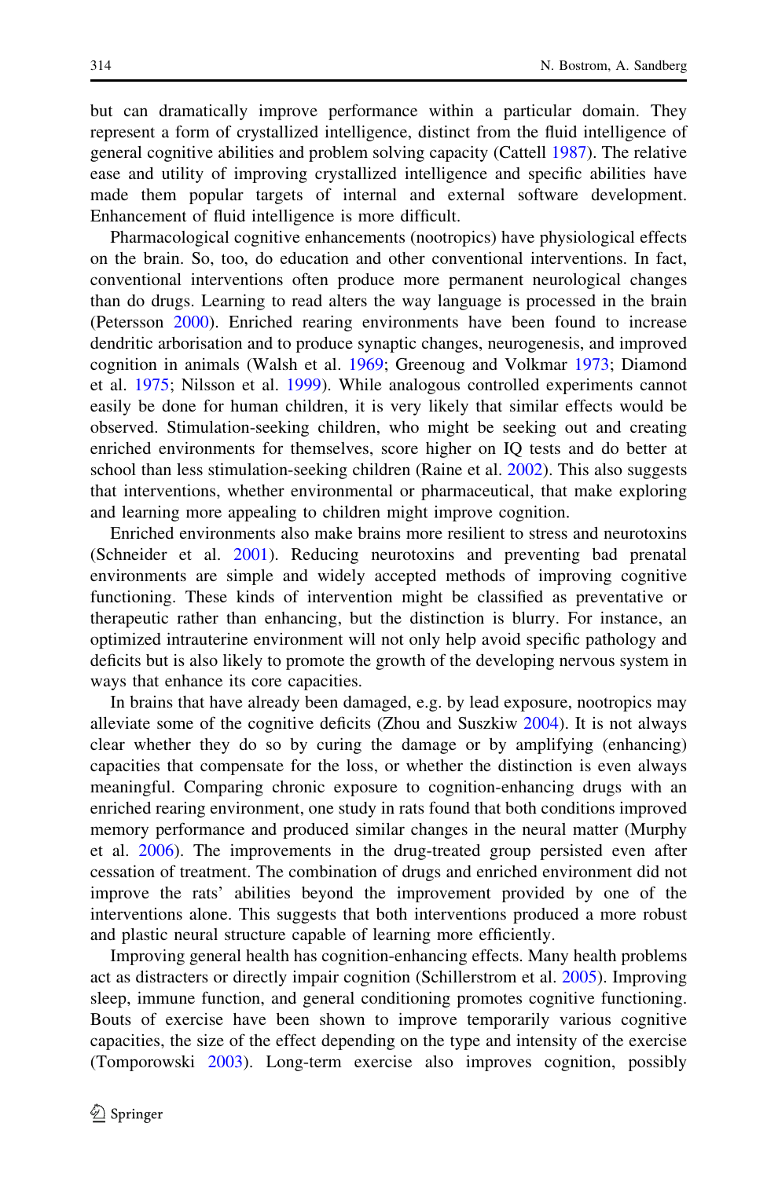but can dramatically improve performance within a particular domain. They represent a form of crystallized intelligence, distinct from the fluid intelligence of general cognitive abilities and problem solving capacity (Cattell 1987). The relative ease and utility of improving crystallized intelligence and specific abilities have made them popular targets of internal and external software development. Enhancement of fluid intelligence is more difficult.

Pharmacological cognitive enhancements (nootropics) have physiological effects on the brain. So, too, do education and other conventional interventions. In fact, conventional interventions often produce more permanent neurological changes than do drugs. Learning to read alters the way language is processed in the brain (Petersson 2000). Enriched rearing environments have been found to increase dendritic arborisation and to produce synaptic changes, neurogenesis, and improved cognition in animals (Walsh et al. 1969; Greenoug and Volkmar 1973; Diamond et al. 1975; Nilsson et al. 1999). While analogous controlled experiments cannot easily be done for human children, it is very likely that similar effects would be observed. Stimulation-seeking children, who might be seeking out and creating enriched environments for themselves, score higher on IQ tests and do better at school than less stimulation-seeking children (Raine et al. 2002). This also suggests that interventions, whether environmental or pharmaceutical, that make exploring and learning more appealing to children might improve cognition.

Enriched environments also make brains more resilient to stress and neurotoxins (Schneider et al. 2001). Reducing neurotoxins and preventing bad prenatal environments are simple and widely accepted methods of improving cognitive functioning. These kinds of intervention might be classified as preventative or therapeutic rather than enhancing, but the distinction is blurry. For instance, an optimized intrauterine environment will not only help avoid specific pathology and deficits but is also likely to promote the growth of the developing nervous system in ways that enhance its core capacities.

In brains that have already been damaged, e.g. by lead exposure, nootropics may alleviate some of the cognitive deficits (Zhou and Suszkiw 2004). It is not always clear whether they do so by curing the damage or by amplifying (enhancing) capacities that compensate for the loss, or whether the distinction is even always meaningful. Comparing chronic exposure to cognition-enhancing drugs with an enriched rearing environment, one study in rats found that both conditions improved memory performance and produced similar changes in the neural matter (Murphy et al. 2006). The improvements in the drug-treated group persisted even after cessation of treatment. The combination of drugs and enriched environment did not improve the rats' abilities beyond the improvement provided by one of the interventions alone. This suggests that both interventions produced a more robust and plastic neural structure capable of learning more efficiently.

Improving general health has cognition-enhancing effects. Many health problems act as distracters or directly impair cognition (Schillerstrom et al. 2005). Improving sleep, immune function, and general conditioning promotes cognitive functioning. Bouts of exercise have been shown to improve temporarily various cognitive capacities, the size of the effect depending on the type and intensity of the exercise (Tomporowski 2003). Long-term exercise also improves cognition, possibly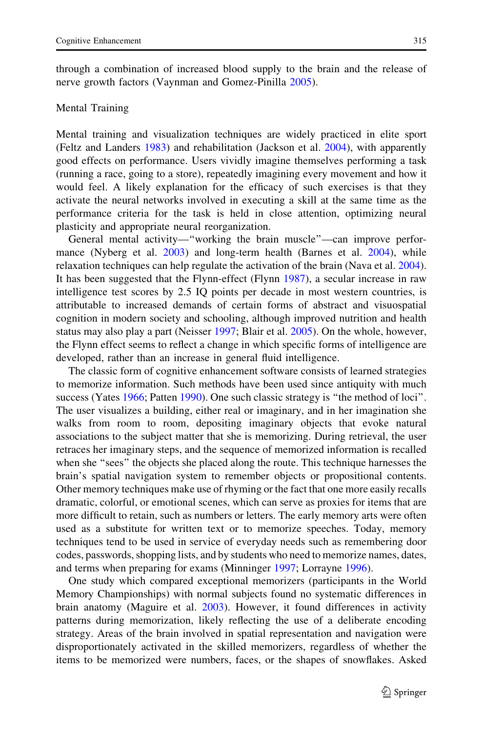through a combination of increased blood supply to the brain and the release of nerve growth factors (Vaynman and Gomez-Pinilla 2005).

### Mental Training

Mental training and visualization techniques are widely practiced in elite sport (Feltz and Landers 1983) and rehabilitation (Jackson et al. 2004), with apparently good effects on performance. Users vividly imagine themselves performing a task (running a race, going to a store), repeatedly imagining every movement and how it would feel. A likely explanation for the efficacy of such exercises is that they activate the neural networks involved in executing a skill at the same time as the performance criteria for the task is held in close attention, optimizing neural plasticity and appropriate neural reorganization.

General mental activity—"working the brain muscle"—can improve performance (Nyberg et al. 2003) and long-term health (Barnes et al. 2004), while relaxation techniques can help regulate the activation of the brain (Nava et al. 2004). It has been suggested that the Flynn-effect (Flynn 1987), a secular increase in raw intelligence test scores by 2.5 IQ points per decade in most western countries, is attributable to increased demands of certain forms of abstract and visuospatial cognition in modern society and schooling, although improved nutrition and health status may also play a part (Neisser 1997; Blair et al. 2005). On the whole, however, the Flynn effect seems to reflect a change in which specific forms of intelligence are developed, rather than an increase in general fluid intelligence.

The classic form of cognitive enhancement software consists of learned strategies to memorize information. Such methods have been used since antiquity with much success (Yates 1966; Patten 1990). One such classic strategy is "the method of loci". The user visualizes a building, either real or imaginary, and in her imagination she walks from room to room, depositing imaginary objects that evoke natural associations to the subject matter that she is memorizing. During retrieval, the user retraces her imaginary steps, and the sequence of memorized information is recalled when she "sees" the objects she placed along the route. This technique harnesses the brain's spatial navigation system to remember objects or propositional contents. Other memory techniques make use of rhyming or the fact that one more easily recalls dramatic, colorful, or emotional scenes, which can serve as proxies for items that are more difficult to retain, such as numbers or letters. The early memory arts were often used as a substitute for written text or to memorize speeches. Today, memory techniques tend to be used in service of everyday needs such as remembering door codes, passwords, shopping lists, and by students who need to memorize names, dates, and terms when preparing for exams (Minninger 1997; Lorrayne 1996).

One study which compared exceptional memorizers (participants in the World Memory Championships) with normal subjects found no systematic differences in brain anatomy (Maguire et al. 2003). However, it found differences in activity patterns during memorization, likely reflecting the use of a deliberate encoding strategy. Areas of the brain involved in spatial representation and navigation were disproportionately activated in the skilled memorizers, regardless of whether the items to be memorized were numbers, faces, or the shapes of snowflakes. Asked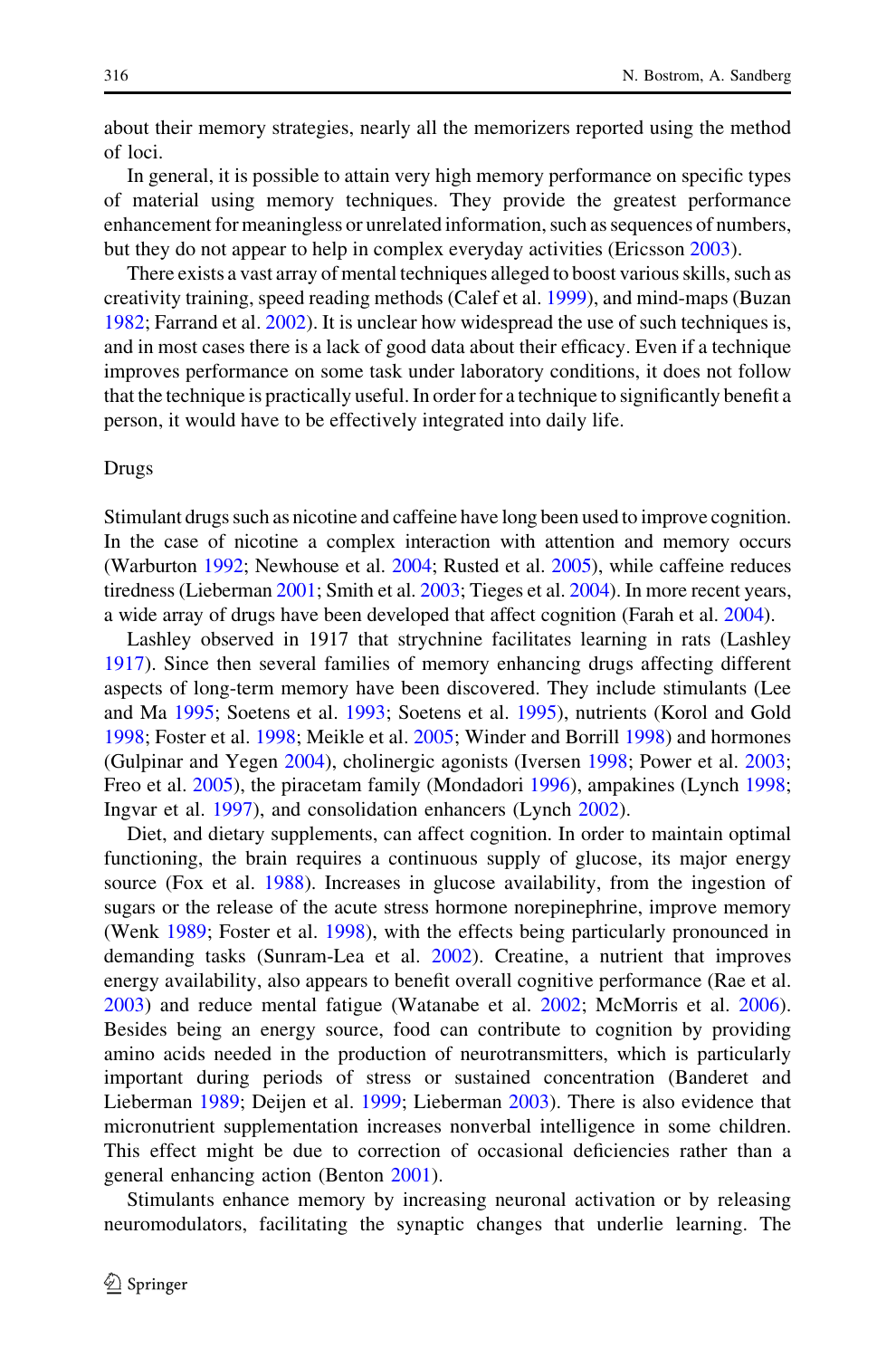about their memory strategies, nearly all the memorizers reported using the method of loci.

In general, it is possible to attain very high memory performance on specific types of material using memory techniques. They provide the greatest performance enhancement for meaningless or unrelated information, such as sequences of numbers, but they do not appear to help in complex everyday activities (Ericsson 2003).

There exists a vast array of mental techniques alleged to boost various skills, such as creativity training, speed reading methods (Calef et al. 1999), and mind-maps (Buzan 1982; Farrand et al. 2002). It is unclear how widespread the use of such techniques is, and in most cases there is a lack of good data about their efficacy. Even if a technique improves performance on some task under laboratory conditions, it does not follow that the technique is practically useful. In order for a technique to significantly benefit a person, it would have to be effectively integrated into daily life.

## Drugs

Stimulant drugs such as nicotine and caffeine have long been used to improve cognition. In the case of nicotine a complex interaction with attention and memory occurs (Warburton 1992; Newhouse et al. 2004; Rusted et al. 2005), while caffeine reduces tiredness (Lieberman 2001; Smith et al. 2003; Tieges et al. 2004). In more recent years, a wide array of drugs have been developed that affect cognition (Farah et al. 2004).

Lashley observed in 1917 that strychnine facilitates learning in rats (Lashley 1917). Since then several families of memory enhancing drugs affecting different aspects of long-term memory have been discovered. They include stimulants (Lee and Ma 1995; Soetens et al. 1993; Soetens et al. 1995), nutrients (Korol and Gold 1998; Foster et al. 1998; Meikle et al. 2005; Winder and Borrill 1998) and hormones (Gulpinar and Yegen 2004), cholinergic agonists (Iversen 1998; Power et al. 2003; Freo et al. 2005), the piracetam family (Mondadori 1996), ampakines (Lynch 1998; Ingvar et al. 1997), and consolidation enhancers (Lynch 2002).

Diet, and dietary supplements, can affect cognition. In order to maintain optimal functioning, the brain requires a continuous supply of glucose, its major energy source (Fox et al. 1988). Increases in glucose availability, from the ingestion of sugars or the release of the acute stress hormone norepinephrine, improve memory (Wenk 1989; Foster et al. 1998), with the effects being particularly pronounced in demanding tasks (Sunram-Lea et al. 2002). Creatine, a nutrient that improves energy availability, also appears to benefit overall cognitive performance (Rae et al. 2003) and reduce mental fatigue (Watanabe et al. 2002; McMorris et al. 2006). Besides being an energy source, food can contribute to cognition by providing amino acids needed in the production of neurotransmitters, which is particularly important during periods of stress or sustained concentration (Banderet and Lieberman 1989; Deijen et al. 1999; Lieberman 2003). There is also evidence that micronutrient supplementation increases nonverbal intelligence in some children. This effect might be due to correction of occasional deficiencies rather than a general enhancing action (Benton 2001).

Stimulants enhance memory by increasing neuronal activation or by releasing neuromodulators, facilitating the synaptic changes that underlie learning. The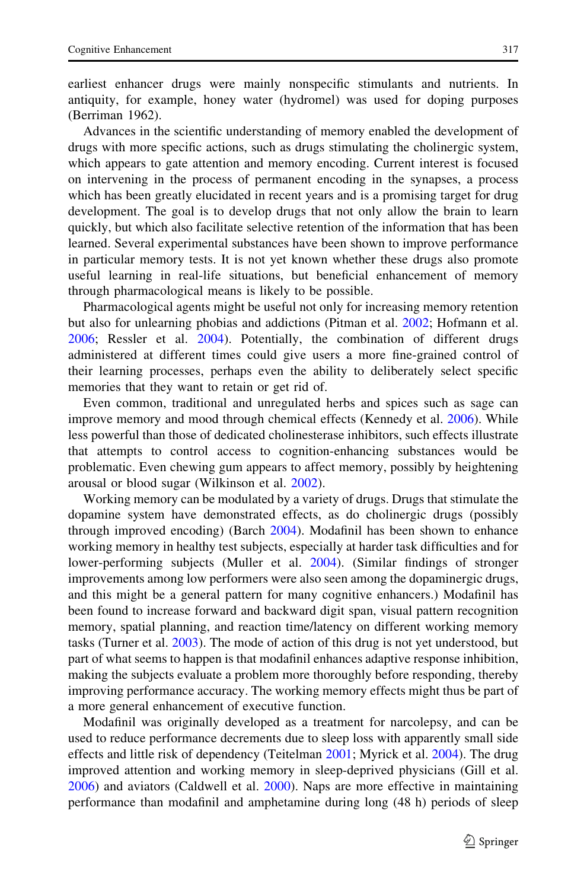earliest enhancer drugs were mainly nonspecific stimulants and nutrients. In antiquity, for example, honey water (hydromel) was used for doping purposes (Berriman 1962).

Advances in the scientific understanding of memory enabled the development of drugs with more specific actions, such as drugs stimulating the cholinergic system, which appears to gate attention and memory encoding. Current interest is focused on intervening in the process of permanent encoding in the synapses, a process which has been greatly elucidated in recent years and is a promising target for drug development. The goal is to develop drugs that not only allow the brain to learn quickly, but which also facilitate selective retention of the information that has been learned. Several experimental substances have been shown to improve performance in particular memory tests. It is not yet known whether these drugs also promote useful learning in real-life situations, but beneficial enhancement of memory through pharmacological means is likely to be possible.

Pharmacological agents might be useful not only for increasing memory retention but also for unlearning phobias and addictions (Pitman et al. 2002; Hofmann et al. 2006; Ressler et al. 2004). Potentially, the combination of different drugs administered at different times could give users a more fine-grained control of their learning processes, perhaps even the ability to deliberately select specific memories that they want to retain or get rid of.

Even common, traditional and unregulated herbs and spices such as sage can improve memory and mood through chemical effects (Kennedy et al. 2006). While less powerful than those of dedicated cholinesterase inhibitors, such effects illustrate that attempts to control access to cognition-enhancing substances would be problematic. Even chewing gum appears to affect memory, possibly by heightening arousal or blood sugar (Wilkinson et al. 2002).

Working memory can be modulated by a variety of drugs. Drugs that stimulate the dopamine system have demonstrated effects, as do cholinergic drugs (possibly through improved encoding) (Barch 2004). Modafinil has been shown to enhance working memory in healthy test subjects, especially at harder task difficulties and for lower-performing subjects (Muller et al. 2004). (Similar findings of stronger improvements among low performers were also seen among the dopaminergic drugs, and this might be a general pattern for many cognitive enhancers.) Modafinil has been found to increase forward and backward digit span, visual pattern recognition memory, spatial planning, and reaction time/latency on different working memory tasks (Turner et al. 2003). The mode of action of this drug is not yet understood, but part of what seems to happen is that modafinil enhances adaptive response inhibition, making the subjects evaluate a problem more thoroughly before responding, thereby improving performance accuracy. The working memory effects might thus be part of a more general enhancement of executive function.

Modafinil was originally developed as a treatment for narcolepsy, and can be used to reduce performance decrements due to sleep loss with apparently small side effects and little risk of dependency (Teitelman 2001; Myrick et al. 2004). The drug improved attention and working memory in sleep-deprived physicians (Gill et al. 2006) and aviators (Caldwell et al. 2000). Naps are more effective in maintaining performance than modafinil and amphetamine during long (48 h) periods of sleep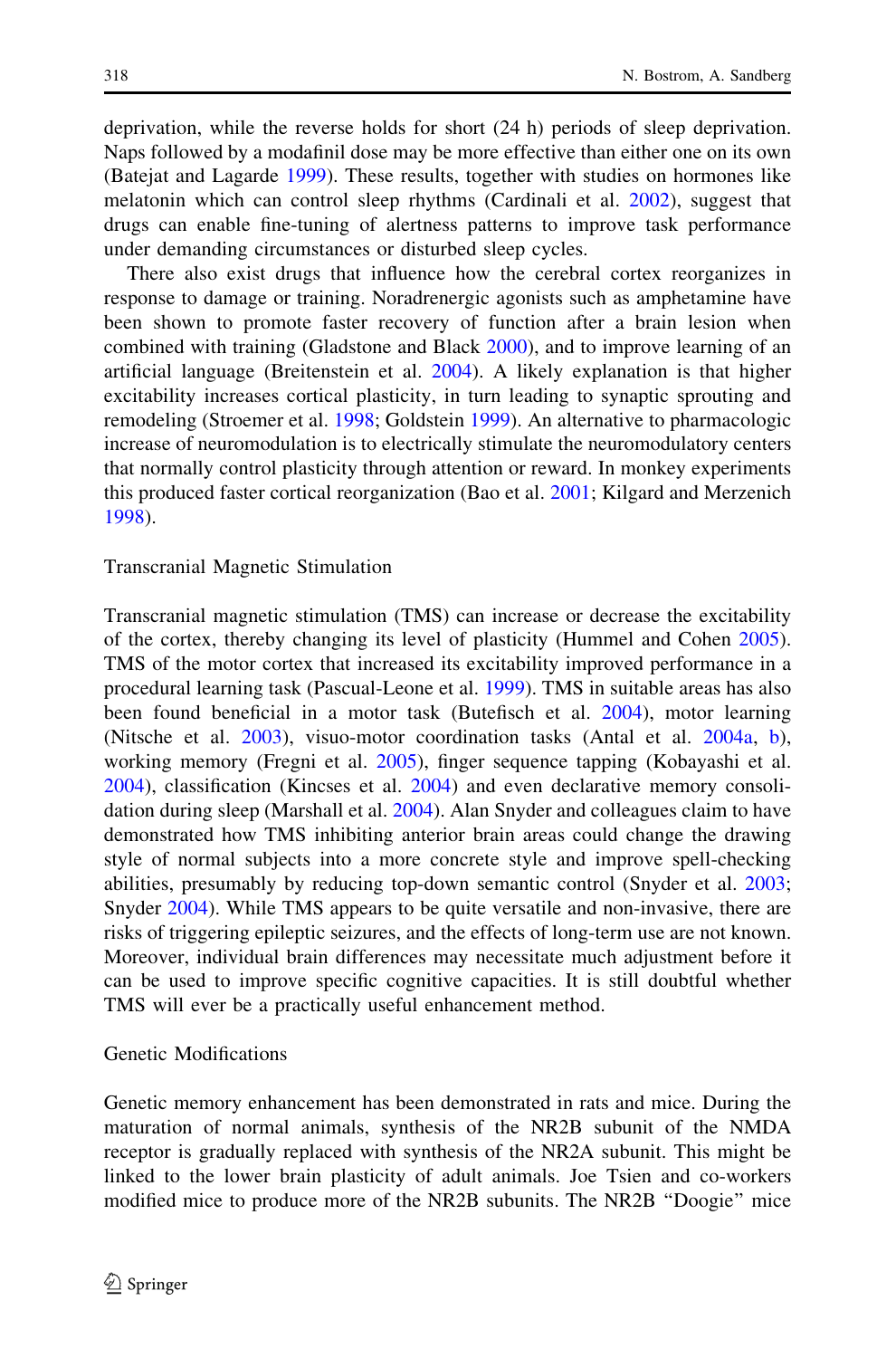deprivation, while the reverse holds for short (24 h) periods of sleep deprivation. Naps followed by a modafinil dose may be more effective than either one on its own (Batejat and Lagarde 1999). These results, together with studies on hormones like melatonin which can control sleep rhythms (Cardinali et al. 2002), suggest that drugs can enable fine-tuning of alertness patterns to improve task performance under demanding circumstances or disturbed sleep cycles.

There also exist drugs that influence how the cerebral cortex reorganizes in response to damage or training. Noradrenergic agonists such as amphetamine have been shown to promote faster recovery of function after a brain lesion when combined with training (Gladstone and Black 2000), and to improve learning of an artificial language (Breitenstein et al. 2004). A likely explanation is that higher excitability increases cortical plasticity, in turn leading to synaptic sprouting and remodeling (Stroemer et al. 1998; Goldstein 1999). An alternative to pharmacologic increase of neuromodulation is to electrically stimulate the neuromodulatory centers that normally control plasticity through attention or reward. In monkey experiments this produced faster cortical reorganization (Bao et al. 2001; Kilgard and Merzenich 1998).

### Transcranial Magnetic Stimulation

Transcranial magnetic stimulation (TMS) can increase or decrease the excitability of the cortex, thereby changing its level of plasticity (Hummel and Cohen 2005). TMS of the motor cortex that increased its excitability improved performance in a procedural learning task (Pascual-Leone et al. 1999). TMS in suitable areas has also been found beneficial in a motor task (Butefisch et al. 2004), motor learning (Nitsche et al. 2003), visuo-motor coordination tasks (Antal et al. 2004a, b), working memory (Fregni et al. 2005), finger sequence tapping (Kobayashi et al. 2004), classification (Kincses et al. 2004) and even declarative memory consolidation during sleep (Marshall et al. 2004). Alan Snyder and colleagues claim to have demonstrated how TMS inhibiting anterior brain areas could change the drawing style of normal subjects into a more concrete style and improve spell-checking abilities, presumably by reducing top-down semantic control (Snyder et al. 2003; Snyder 2004). While TMS appears to be quite versatile and non-invasive, there are risks of triggering epileptic seizures, and the effects of long-term use are not known. Moreover, individual brain differences may necessitate much adjustment before it can be used to improve specific cognitive capacities. It is still doubtful whether TMS will ever be a practically useful enhancement method.

### Genetic Modifications

Genetic memory enhancement has been demonstrated in rats and mice. During the maturation of normal animals, synthesis of the NR2B subunit of the NMDA receptor is gradually replaced with synthesis of the NR2A subunit. This might be linked to the lower brain plasticity of adult animals. Joe Tsien and co-workers modified mice to produce more of the NR2B subunits. The NR2B "Doogie" mice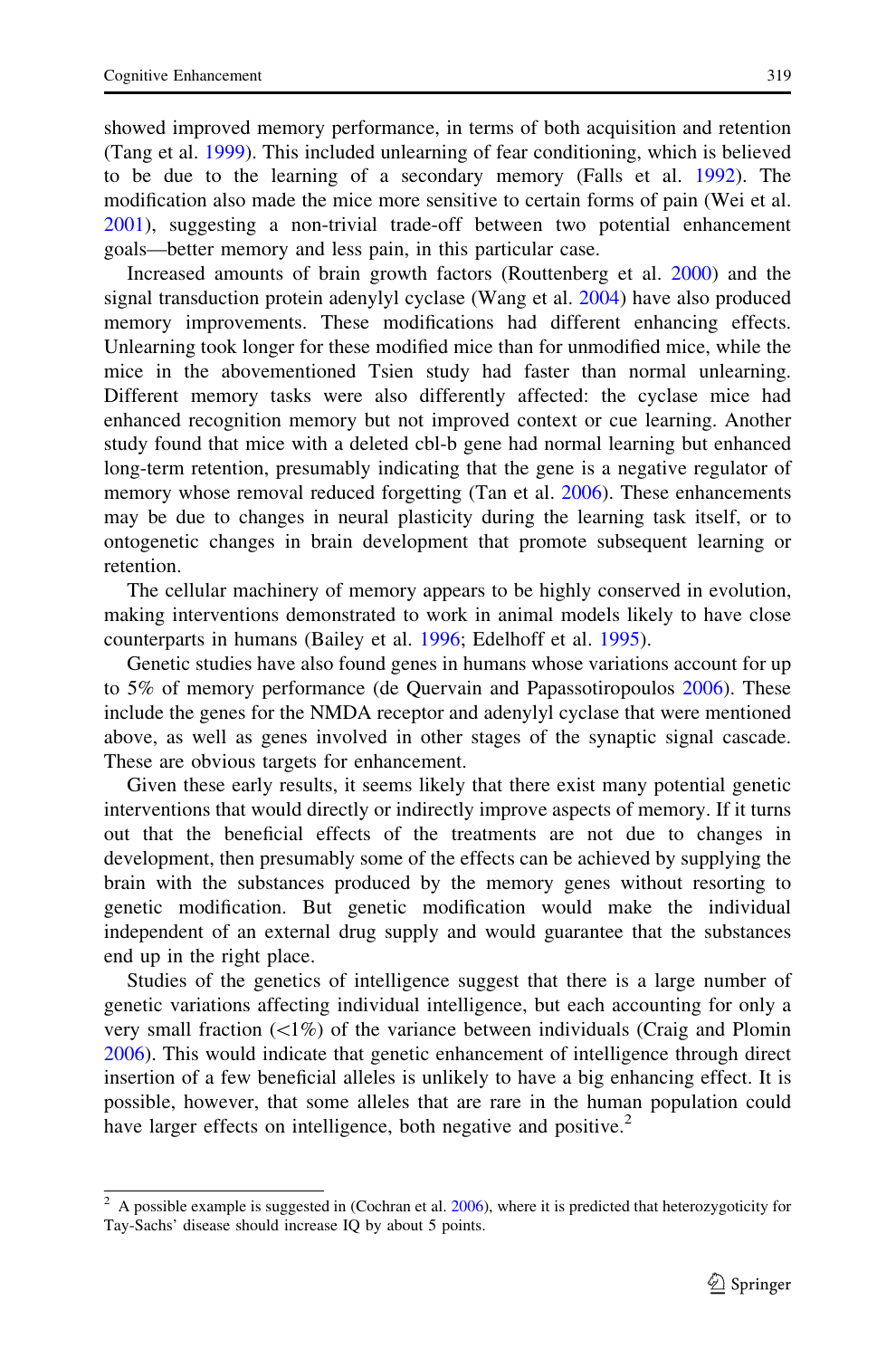showed improved memory performance, in terms of both acquisition and retention (Tang et al. 1999). This included unlearning of fear conditioning, which is believed to be due to the learning of a secondary memory (Falls et al. 1992). The modification also made the mice more sensitive to certain forms of pain (Wei et al. 2001), suggesting a non-trivial trade-off between two potential enhancement goals—better memory and less pain, in this particular case.

Increased amounts of brain growth factors (Routtenberg et al. 2000) and the signal transduction protein adenylyl cyclase (Wang et al. 2004) have also produced memory improvements. These modifications had different enhancing effects. Unlearning took longer for these modified mice than for unmodified mice, while the mice in the abovementioned Tsien study had faster than normal unlearning. Different memory tasks were also differently affected: the cyclase mice had enhanced recognition memory but not improved context or cue learning. Another study found that mice with a deleted cbl-b gene had normal learning but enhanced long-term retention, presumably indicating that the gene is a negative regulator of memory whose removal reduced forgetting (Tan et al. 2006). These enhancements may be due to changes in neural plasticity during the learning task itself, or to ontogenetic changes in brain development that promote subsequent learning or retention.

The cellular machinery of memory appears to be highly conserved in evolution, making interventions demonstrated to work in animal models likely to have close counterparts in humans (Bailey et al. 1996; Edelhoff et al. 1995).

Genetic studies have also found genes in humans whose variations account for up to 5% of memory performance (de Quervain and Papassotiropoulos 2006). These include the genes for the NMDA receptor and adenylyl cyclase that were mentioned above, as well as genes involved in other stages of the synaptic signal cascade. These are obvious targets for enhancement.

Given these early results, it seems likely that there exist many potential genetic interventions that would directly or indirectly improve aspects of memory. If it turns out that the beneficial effects of the treatments are not due to changes in development, then presumably some of the effects can be achieved by supplying the brain with the substances produced by the memory genes without resorting to genetic modification. But genetic modification would make the individual independent of an external drug supply and would guarantee that the substances end up in the right place.

Studies of the genetics of intelligence suggest that there is a large number of genetic variations affecting individual intelligence, but each accounting for only a very small fraction (<1%) of the variance between individuals (Craig and Plomin 2006). This would indicate that genetic enhancement of intelligence through direct insertion of a few beneficial alleles is unlikely to have a big enhancing effect. It is possible, however, that some alleles that are rare in the human population could have larger effects on intelligence, both negative and positive.[2]

[2] A possible example is suggested in (Cochran et al. 2006), where it is predicted that heterozygoticity for Tay-Sachs' disease should increase IQ by about 5 points.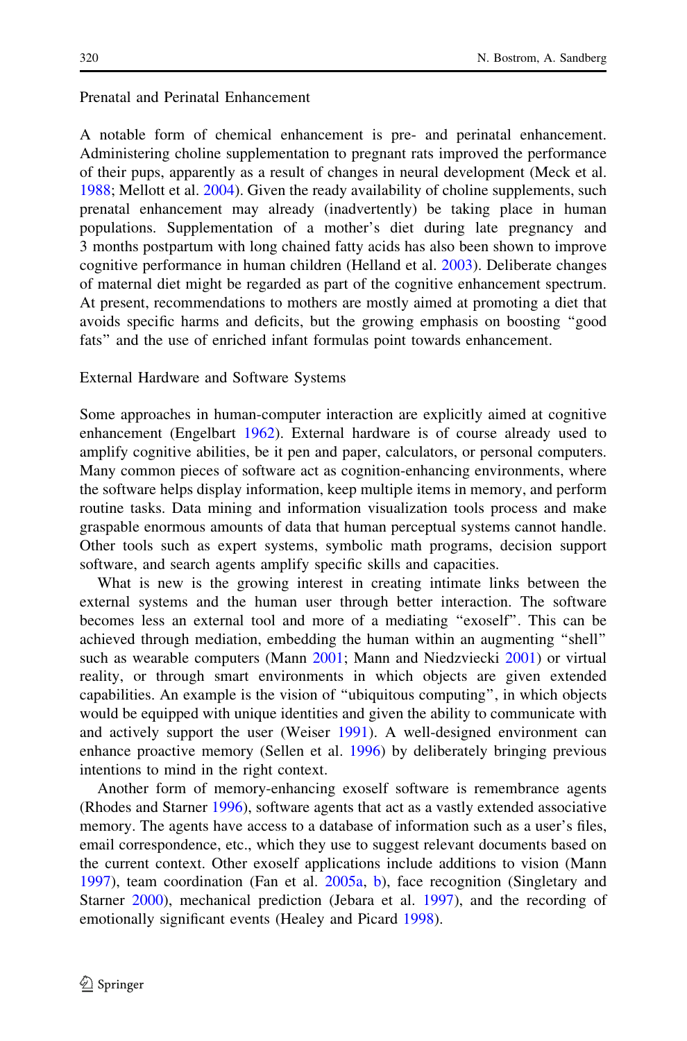### Prenatal and Perinatal Enhancement

A notable form of chemical enhancement is pre- and perinatal enhancement. Administering choline supplementation to pregnant rats improved the performance of their pups, apparently as a result of changes in neural development (Meck et al. 1988; Mellott et al. 2004). Given the ready availability of choline supplements, such prenatal enhancement may already (inadvertently) be taking place in human populations. Supplementation of a mother's diet during late pregnancy and 3 months postpartum with long chained fatty acids has also been shown to improve cognitive performance in human children (Helland et al. 2003). Deliberate changes of maternal diet might be regarded as part of the cognitive enhancement spectrum. At present, recommendations to mothers are mostly aimed at promoting a diet that avoids specific harms and deficits, but the growing emphasis on boosting "good fats" and the use of enriched infant formulas point towards enhancement.

### External Hardware and Software Systems

Some approaches in human-computer interaction are explicitly aimed at cognitive enhancement (Engelbart 1962). External hardware is of course already used to amplify cognitive abilities, be it pen and paper, calculators, or personal computers. Many common pieces of software act as cognition-enhancing environments, where the software helps display information, keep multiple items in memory, and perform routine tasks. Data mining and information visualization tools process and make graspable enormous amounts of data that human perceptual systems cannot handle. Other tools such as expert systems, symbolic math programs, decision support software, and search agents amplify specific skills and capacities.

What is new is the growing interest in creating intimate links between the external systems and the human user through better interaction. The software becomes less an external tool and more of a mediating "exoself". This can be achieved through mediation, embedding the human within an augmenting "shell" such as wearable computers (Mann 2001; Mann and Niedzviecki 2001) or virtual reality, or through smart environments in which objects are given extended capabilities. An example is the vision of "ubiquitous computing", in which objects would be equipped with unique identities and given the ability to communicate with and actively support the user (Weiser 1991). A well-designed environment can enhance proactive memory (Sellen et al. 1996) by deliberately bringing previous intentions to mind in the right context.

Another form of memory-enhancing exoself software is remembrance agents (Rhodes and Starner 1996), software agents that act as a vastly extended associative memory. The agents have access to a database of information such as a user's files, email correspondence, etc., which they use to suggest relevant documents based on the current context. Other exoself applications include additions to vision (Mann 1997), team coordination (Fan et al. 2005a, b), face recognition (Singletary and Starner 2000), mechanical prediction (Jebara et al. 1997), and the recording of emotionally significant events (Healey and Picard 1998).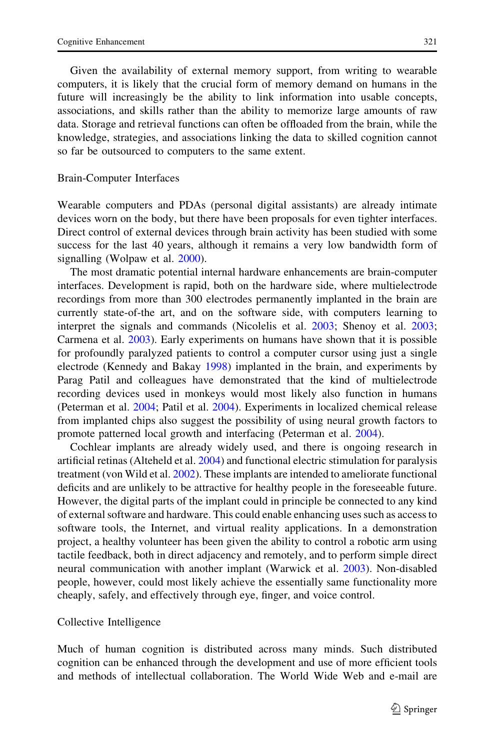Given the availability of external memory support, from writing to wearable computers, it is likely that the crucial form of memory demand on humans in the future will increasingly be the ability to link information into usable concepts, associations, and skills rather than the ability to memorize large amounts of raw data. Storage and retrieval functions can often be offloaded from the brain, while the knowledge, strategies, and associations linking the data to skilled cognition cannot so far be outsourced to computers to the same extent.

### Brain-Computer Interfaces

Wearable computers and PDAs (personal digital assistants) are already intimate devices worn on the body, but there have been proposals for even tighter interfaces. Direct control of external devices through brain activity has been studied with some success for the last 40 years, although it remains a very low bandwidth form of signalling (Wolpaw et al. 2000).

The most dramatic potential internal hardware enhancements are brain-computer interfaces. Development is rapid, both on the hardware side, where multielectrode recordings from more than 300 electrodes permanently implanted in the brain are currently state-of-the art, and on the software side, with computers learning to interpret the signals and commands (Nicolelis et al. 2003; Shenoy et al. 2003; Carmena et al. 2003). Early experiments on humans have shown that it is possible for profoundly paralyzed patients to control a computer cursor using just a single electrode (Kennedy and Bakay 1998) implanted in the brain, and experiments by Parag Patil and colleagues have demonstrated that the kind of multielectrode recording devices used in monkeys would most likely also function in humans (Peterman et al. 2004; Patil et al. 2004). Experiments in localized chemical release from implanted chips also suggest the possibility of using neural growth factors to promote patterned local growth and interfacing (Peterman et al. 2004).

Cochlear implants are already widely used, and there is ongoing research in artificial retinas (Alteheld et al. 2004) and functional electric stimulation for paralysis treatment (von Wild et al. 2002). These implants are intended to ameliorate functional deficits and are unlikely to be attractive for healthy people in the foreseeable future. However, the digital parts of the implant could in principle be connected to any kind of external software and hardware. This could enable enhancing uses such as access to software tools, the Internet, and virtual reality applications. In a demonstration project, a healthy volunteer has been given the ability to control a robotic arm using tactile feedback, both in direct adjacency and remotely, and to perform simple direct neural communication with another implant (Warwick et al. 2003). Non-disabled people, however, could most likely achieve the essentially same functionality more cheaply, safely, and effectively through eye, finger, and voice control.

### Collective Intelligence

Much of human cognition is distributed across many minds. Such distributed cognition can be enhanced through the development and use of more efficient tools and methods of intellectual collaboration. The World Wide Web and e-mail are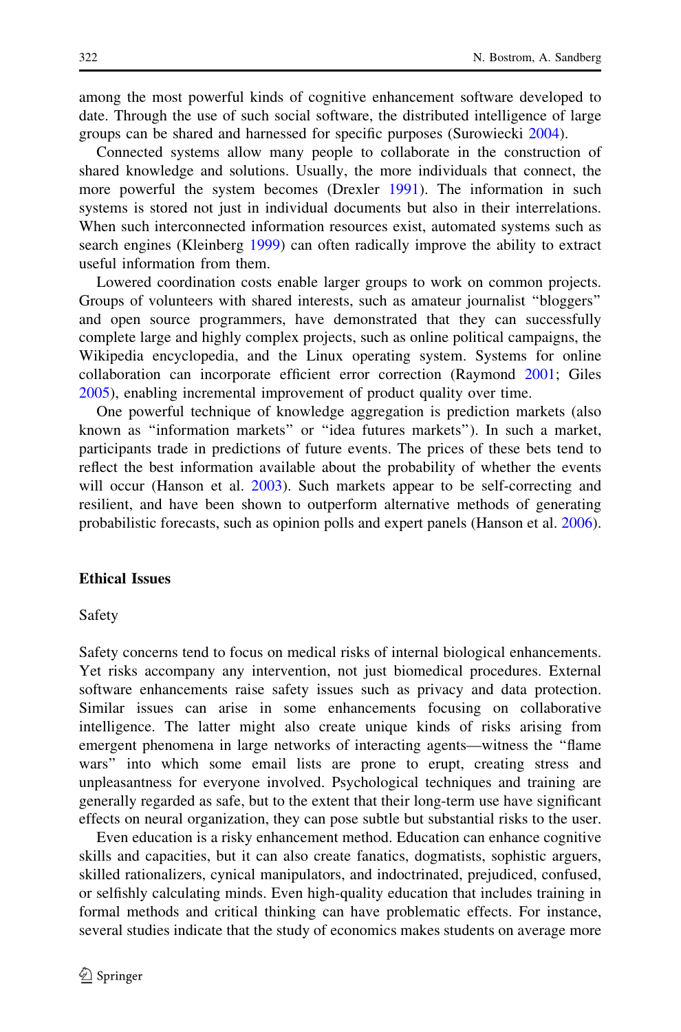among the most powerful kinds of cognitive enhancement software developed to date. Through the use of such social software, the distributed intelligence of large groups can be shared and harnessed for specific purposes (Surowiecki 2004).

Connected systems allow many people to collaborate in the construction of shared knowledge and solutions. Usually, the more individuals that connect, the more powerful the system becomes (Drexler 1991). The information in such systems is stored not just in individual documents but also in their interrelations. When such interconnected information resources exist, automated systems such as search engines (Kleinberg 1999) can often radically improve the ability to extract useful information from them.

Lowered coordination costs enable larger groups to work on common projects. Groups of volunteers with shared interests, such as amateur journalist "bloggers" and open source programmers, have demonstrated that they can successfully complete large and highly complex projects, such as online political campaigns, the Wikipedia encyclopedia, and the Linux operating system. Systems for online collaboration can incorporate efficient error correction (Raymond 2001; Giles 2005), enabling incremental improvement of product quality over time.

One powerful technique of knowledge aggregation is prediction markets (also known as "information markets" or "idea futures markets"). In such a market, participants trade in predictions of future events. The prices of these bets tend to reflect the best information available about the probability of whether the events will occur (Hanson et al. 2003). Such markets appear to be self-correcting and resilient, and have been shown to outperform alternative methods of generating probabilistic forecasts, such as opinion polls and expert panels (Hanson et al. 2006).

## Ethical Issues

### Safety

Safety concerns tend to focus on medical risks of internal biological enhancements. Yet risks accompany any intervention, not just biomedical procedures. External software enhancements raise safety issues such as privacy and data protection. Similar issues can arise in some enhancements focusing on collaborative intelligence. The latter might also create unique kinds of risks arising from emergent phenomena in large networks of interacting agents—witness the "flame wars" into which some email lists are prone to erupt, creating stress and unpleasantness for everyone involved. Psychological techniques and training are generally regarded as safe, but to the extent that their long-term use have significant effects on neural organization, they can pose subtle but substantial risks to the user.

Even education is a risky enhancement method. Education can enhance cognitive skills and capacities, but it can also create fanatics, dogmatists, sophistic arguers, skilled rationalizers, cynical manipulators, and indoctrinated, prejudiced, confused, or selfishly calculating minds. Even high-quality education that includes training in formal methods and critical thinking can have problematic effects. For instance, several studies indicate that the study of economics makes students on average more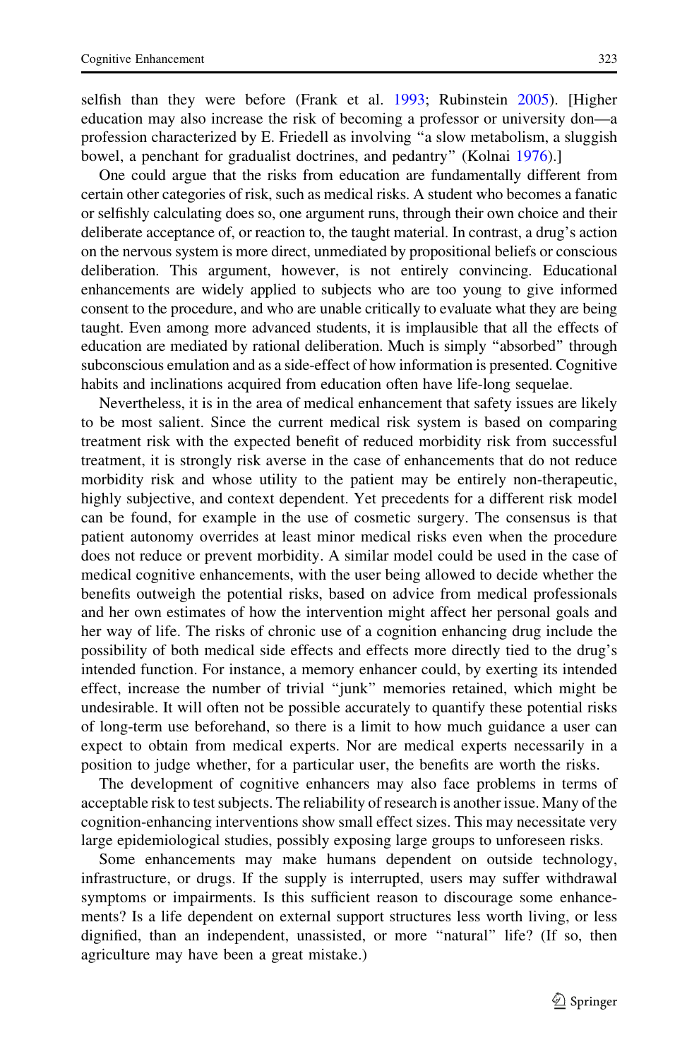selfish than they were before (Frank et al. 1993; Rubinstein 2005). [Higher education may also increase the risk of becoming a professor or university don—a profession characterized by E. Friedell as involving "a slow metabolism, a sluggish bowel, a penchant for gradualist doctrines, and pedantry" (Kolnai 1976).]

One could argue that the risks from education are fundamentally different from certain other categories of risk, such as medical risks. A student who becomes a fanatic or selfishly calculating does so, one argument runs, through their own choice and their deliberate acceptance of, or reaction to, the taught material. In contrast, a drug's action on the nervous system is more direct, unmediated by propositional beliefs or conscious deliberation. This argument, however, is not entirely convincing. Educational enhancements are widely applied to subjects who are too young to give informed consent to the procedure, and who are unable critically to evaluate what they are being taught. Even among more advanced students, it is implausible that all the effects of education are mediated by rational deliberation. Much is simply "absorbed" through subconscious emulation and as a side-effect of how information is presented. Cognitive habits and inclinations acquired from education often have life-long sequelae.

Nevertheless, it is in the area of medical enhancement that safety issues are likely to be most salient. Since the current medical risk system is based on comparing treatment risk with the expected benefit of reduced morbidity risk from successful treatment, it is strongly risk averse in the case of enhancements that do not reduce morbidity risk and whose utility to the patient may be entirely non-therapeutic, highly subjective, and context dependent. Yet precedents for a different risk model can be found, for example in the use of cosmetic surgery. The consensus is that patient autonomy overrides at least minor medical risks even when the procedure does not reduce or prevent morbidity. A similar model could be used in the case of medical cognitive enhancements, with the user being allowed to decide whether the benefits outweigh the potential risks, based on advice from medical professionals and her own estimates of how the intervention might affect her personal goals and her way of life. The risks of chronic use of a cognition enhancing drug include the possibility of both medical side effects and effects more directly tied to the drug's intended function. For instance, a memory enhancer could, by exerting its intended effect, increase the number of trivial "junk" memories retained, which might be undesirable. It will often not be possible accurately to quantify these potential risks of long-term use beforehand, so there is a limit to how much guidance a user can expect to obtain from medical experts. Nor are medical experts necessarily in a position to judge whether, for a particular user, the benefits are worth the risks.

The development of cognitive enhancers may also face problems in terms of acceptable risk to test subjects. The reliability of research is another issue. Many of the cognition-enhancing interventions show small effect sizes. This may necessitate very large epidemiological studies, possibly exposing large groups to unforeseen risks.

Some enhancements may make humans dependent on outside technology, infrastructure, or drugs. If the supply is interrupted, users may suffer withdrawal symptoms or impairments. Is this sufficient reason to discourage some enhancements? Is a life dependent on external support structures less worth living, or less dignified, than an independent, unassisted, or more "natural" life? (If so, then agriculture may have been a great mistake.)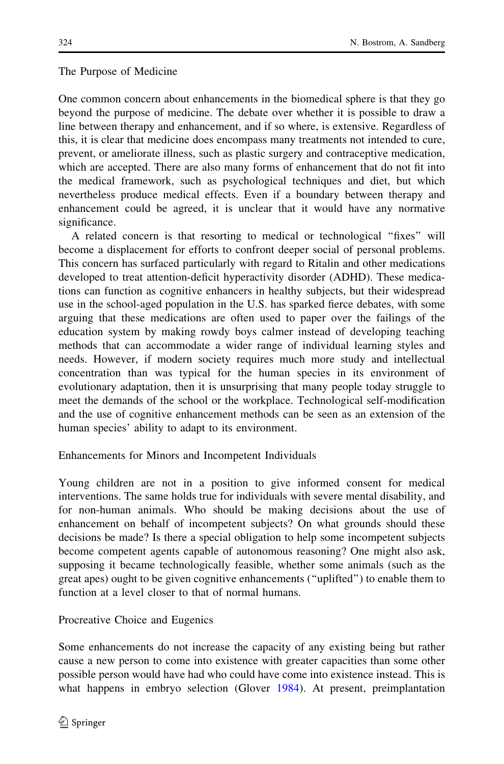### The Purpose of Medicine

One common concern about enhancements in the biomedical sphere is that they go beyond the purpose of medicine. The debate over whether it is possible to draw a line between therapy and enhancement, and if so where, is extensive. Regardless of this, it is clear that medicine does encompass many treatments not intended to cure, prevent, or ameliorate illness, such as plastic surgery and contraceptive medication, which are accepted. There are also many forms of enhancement that do not fit into the medical framework, such as psychological techniques and diet, but which nevertheless produce medical effects. Even if a boundary between therapy and enhancement could be agreed, it is unclear that it would have any normative significance.

A related concern is that resorting to medical or technological "fixes" will become a displacement for efforts to confront deeper social of personal problems. This concern has surfaced particularly with regard to Ritalin and other medications developed to treat attention-deficit hyperactivity disorder (ADHD). These medications can function as cognitive enhancers in healthy subjects, but their widespread use in the school-aged population in the U.S. has sparked fierce debates, with some arguing that these medications are often used to paper over the failings of the education system by making rowdy boys calmer instead of developing teaching methods that can accommodate a wider range of individual learning styles and needs. However, if modern society requires much more study and intellectual concentration than was typical for the human species in its environment of evolutionary adaptation, then it is unsurprising that many people today struggle to meet the demands of the school or the workplace. Technological self-modification and the use of cognitive enhancement methods can be seen as an extension of the human species' ability to adapt to its environment.

### Enhancements for Minors and Incompetent Individuals

Young children are not in a position to give informed consent for medical interventions. The same holds true for individuals with severe mental disability, and for non-human animals. Who should be making decisions about the use of enhancement on behalf of incompetent subjects? On what grounds should these decisions be made? Is there a special obligation to help some incompetent subjects become competent agents capable of autonomous reasoning? One might also ask, supposing it became technologically feasible, whether some animals (such as the great apes) ought to be given cognitive enhancements ("uplifted") to enable them to function at a level closer to that of normal humans.

### Procreative Choice and Eugenics

Some enhancements do not increase the capacity of any existing being but rather cause a new person to come into existence with greater capacities than some other possible person would have had who could have come into existence instead. This is what happens in embryo selection (Glover 1984). At present, preimplantation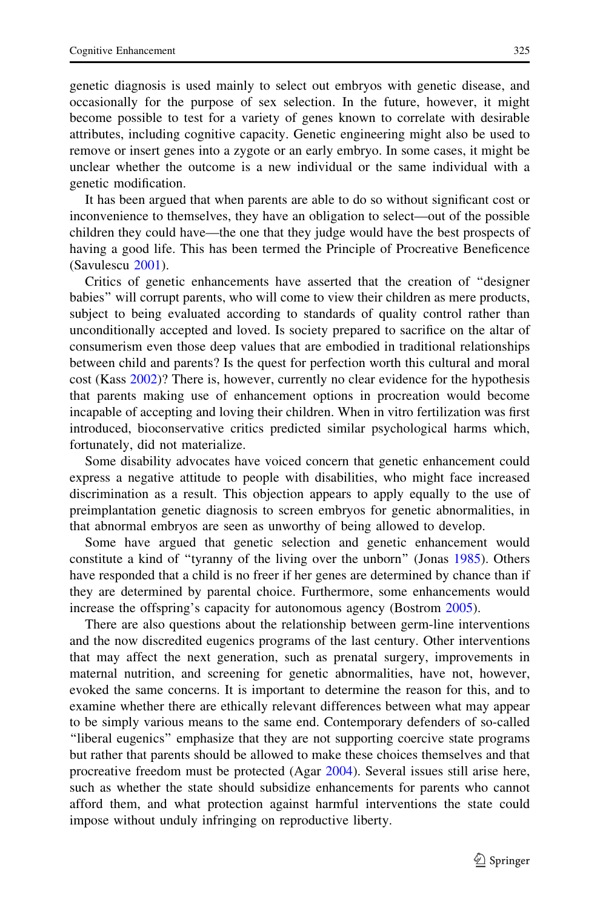genetic diagnosis is used mainly to select out embryos with genetic disease, and occasionally for the purpose of sex selection. In the future, however, it might become possible to test for a variety of genes known to correlate with desirable attributes, including cognitive capacity. Genetic engineering might also be used to remove or insert genes into a zygote or an early embryo. In some cases, it might be unclear whether the outcome is a new individual or the same individual with a genetic modification.

It has been argued that when parents are able to do so without significant cost or inconvenience to themselves, they have an obligation to select—out of the possible children they could have—the one that they judge would have the best prospects of having a good life. This has been termed the Principle of Procreative Beneficence (Savulescu 2001).

Critics of genetic enhancements have asserted that the creation of "designer babies" will corrupt parents, who will come to view their children as mere products, subject to being evaluated according to standards of quality control rather than unconditionally accepted and loved. Is society prepared to sacrifice on the altar of consumerism even those deep values that are embodied in traditional relationships between child and parents? Is the quest for perfection worth this cultural and moral cost (Kass 2002)? There is, however, currently no clear evidence for the hypothesis that parents making use of enhancement options in procreation would become incapable of accepting and loving their children. When in vitro fertilization was first introduced, bioconservative critics predicted similar psychological harms which, fortunately, did not materialize.

Some disability advocates have voiced concern that genetic enhancement could express a negative attitude to people with disabilities, who might face increased discrimination as a result. This objection appears to apply equally to the use of preimplantation genetic diagnosis to screen embryos for genetic abnormalities, in that abnormal embryos are seen as unworthy of being allowed to develop.

Some have argued that genetic selection and genetic enhancement would constitute a kind of "tyranny of the living over the unborn" (Jonas 1985). Others have responded that a child is no freer if her genes are determined by chance than if they are determined by parental choice. Furthermore, some enhancements would increase the offspring's capacity for autonomous agency (Bostrom 2005).

There are also questions about the relationship between germ-line interventions and the now discredited eugenics programs of the last century. Other interventions that may affect the next generation, such as prenatal surgery, improvements in maternal nutrition, and screening for genetic abnormalities, have not, however, evoked the same concerns. It is important to determine the reason for this, and to examine whether there are ethically relevant differences between what may appear to be simply various means to the same end. Contemporary defenders of so-called "liberal eugenics" emphasize that they are not supporting coercive state programs but rather that parents should be allowed to make these choices themselves and that procreative freedom must be protected (Agar 2004). Several issues still arise here, such as whether the state should subsidize enhancements for parents who cannot afford them, and what protection against harmful interventions the state could impose without unduly infringing on reproductive liberty.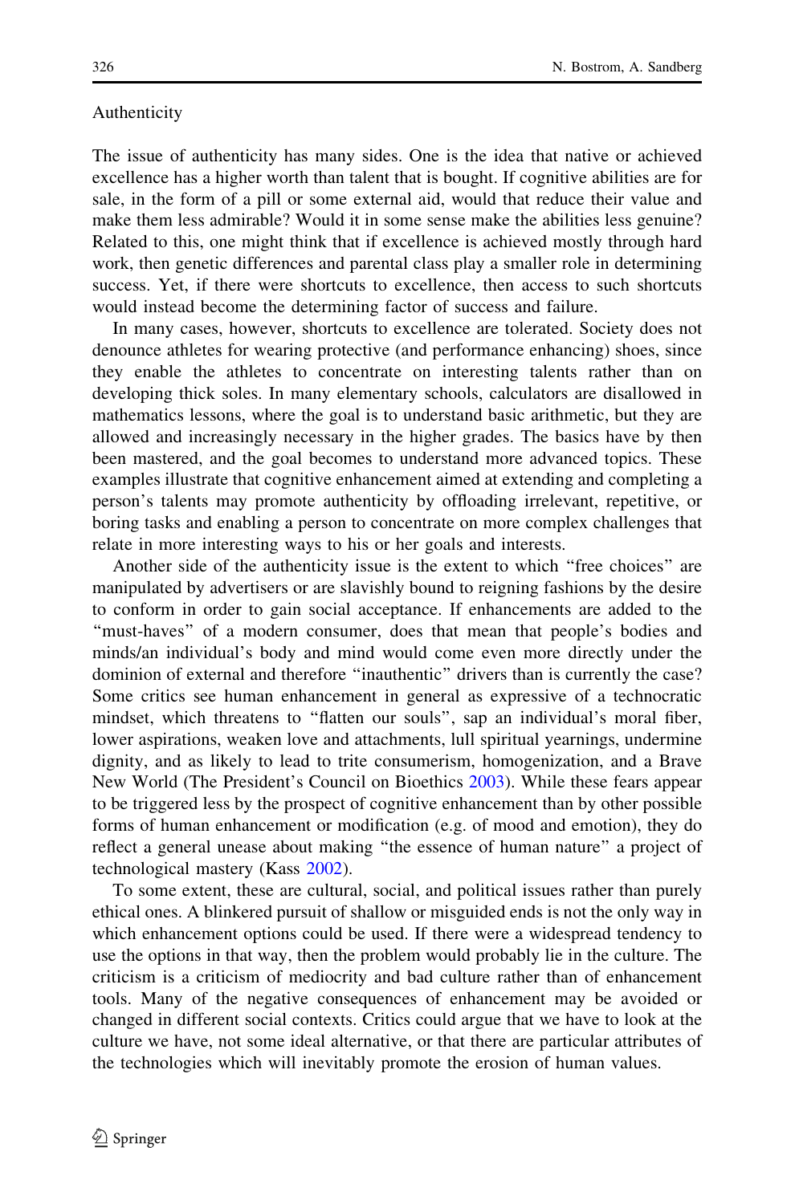### Authenticity

The issue of authenticity has many sides. One is the idea that native or achieved excellence has a higher worth than talent that is bought. If cognitive abilities are for sale, in the form of a pill or some external aid, would that reduce their value and make them less admirable? Would it in some sense make the abilities less genuine? Related to this, one might think that if excellence is achieved mostly through hard work, then genetic differences and parental class play a smaller role in determining success. Yet, if there were shortcuts to excellence, then access to such shortcuts would instead become the determining factor of success and failure.

In many cases, however, shortcuts to excellence are tolerated. Society does not denounce athletes for wearing protective (and performance enhancing) shoes, since they enable the athletes to concentrate on interesting talents rather than on developing thick soles. In many elementary schools, calculators are disallowed in mathematics lessons, where the goal is to understand basic arithmetic, but they are allowed and increasingly necessary in the higher grades. The basics have by then been mastered, and the goal becomes to understand more advanced topics. These examples illustrate that cognitive enhancement aimed at extending and completing a person's talents may promote authenticity by offloading irrelevant, repetitive, or boring tasks and enabling a person to concentrate on more complex challenges that relate in more interesting ways to his or her goals and interests.

Another side of the authenticity issue is the extent to which "free choices" are manipulated by advertisers or are slavishly bound to reigning fashions by the desire to conform in order to gain social acceptance. If enhancements are added to the "must-haves" of a modern consumer, does that mean that people's bodies and minds/an individual's body and mind would come even more directly under the dominion of external and therefore "inauthentic" drivers than is currently the case? Some critics see human enhancement in general as expressive of a technocratic mindset, which threatens to "flatten our souls", sap an individual's moral fiber, lower aspirations, weaken love and attachments, lull spiritual yearnings, undermine dignity, and as likely to lead to trite consumerism, homogenization, and a Brave New World (The President's Council on Bioethics 2003). While these fears appear to be triggered less by the prospect of cognitive enhancement than by other possible forms of human enhancement or modification (e.g. of mood and emotion), they do reflect a general unease about making "the essence of human nature" a project of technological mastery (Kass 2002).

To some extent, these are cultural, social, and political issues rather than purely ethical ones. A blinkered pursuit of shallow or misguided ends is not the only way in which enhancement options could be used. If there were a widespread tendency to use the options in that way, then the problem would probably lie in the culture. The criticism is a criticism of mediocrity and bad culture rather than of enhancement tools. Many of the negative consequences of enhancement may be avoided or changed in different social contexts. Critics could argue that we have to look at the culture we have, not some ideal alternative, or that there are particular attributes of the technologies which will inevitably promote the erosion of human values.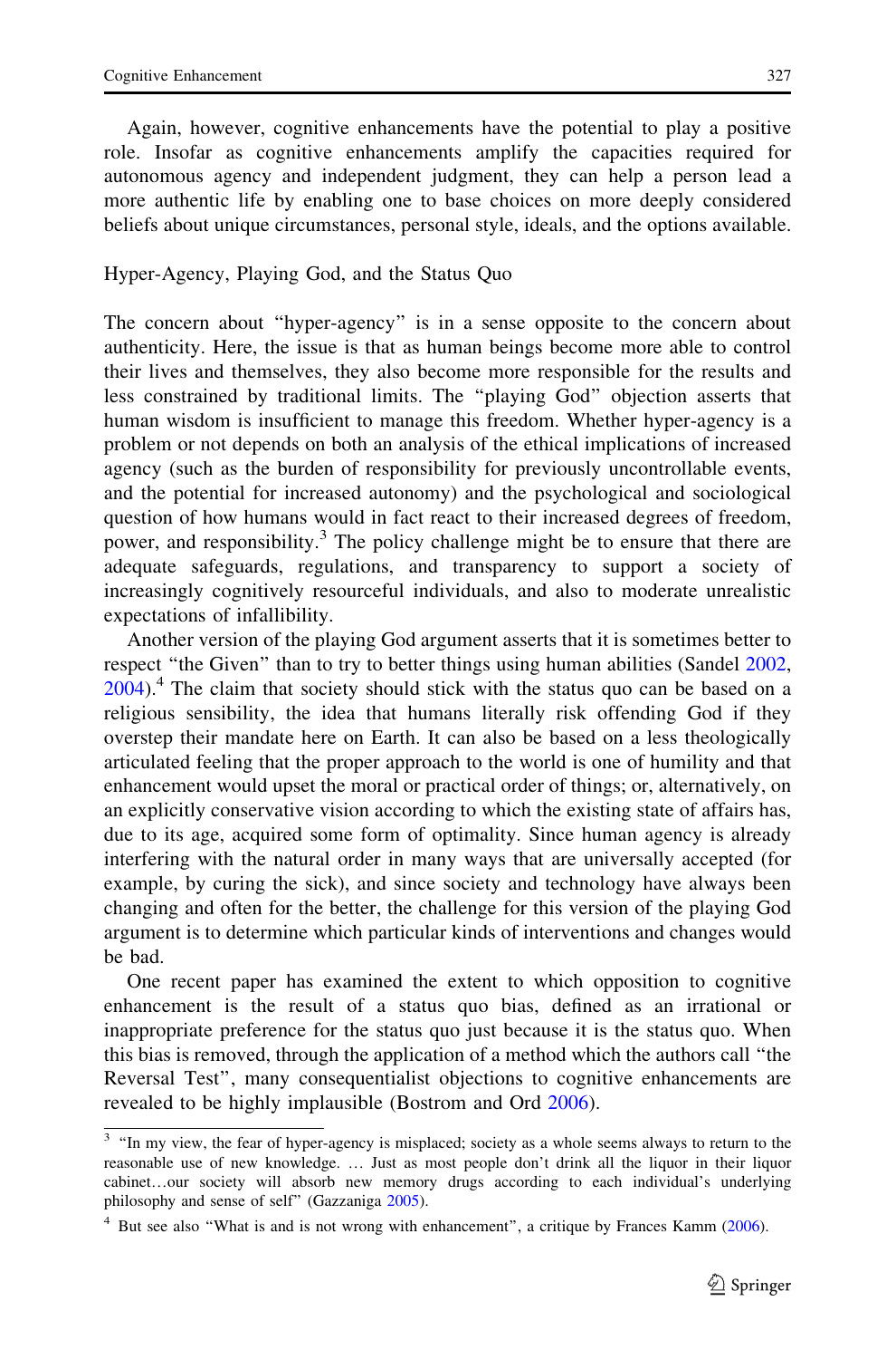Again, however, cognitive enhancements have the potential to play a positive role. Insofar as cognitive enhancements amplify the capacities required for autonomous agency and independent judgment, they can help a person lead a more authentic life by enabling one to base choices on more deeply considered beliefs about unique circumstances, personal style, ideals, and the options available.

## Hyper-Agency, Playing God, and the Status Quo

The concern about "hyper-agency" is in a sense opposite to the concern about authenticity. Here, the issue is that as human beings become more able to control their lives and themselves, they also become more responsible for the results and less constrained by traditional limits. The "playing God" objection asserts that human wisdom is insufficient to manage this freedom. Whether hyper-agency is a problem or not depends on both an analysis of the ethical implications of increased agency (such as the burden of responsibility for previously uncontrollable events, and the potential for increased autonomy) and the psychological and sociological question of how humans would in fact react to their increased degrees of freedom, power, and responsibility.[3] The policy challenge might be to ensure that there are adequate safeguards, regulations, and transparency to support a society of increasingly cognitively resourceful individuals, and also to moderate unrealistic expectations of infallibility.

Another version of the playing God argument asserts that it is sometimes better to respect "the Given" than to try to better things using human abilities (Sandel 2002, 2004).[4] The claim that society should stick with the status quo can be based on a religious sensibility, the idea that humans literally risk offending God if they overstep their mandate here on Earth. It can also be based on a less theologically articulated feeling that the proper approach to the world is one of humility and that enhancement would upset the moral or practical order of things; or, alternatively, on an explicitly conservative vision according to which the existing state of affairs has, due to its age, acquired some form of optimality. Since human agency is already interfering with the natural order in many ways that are universally accepted (for example, by curing the sick), and since society and technology have always been changing and often for the better, the challenge for this version of the playing God argument is to determine which particular kinds of interventions and changes would be bad.

One recent paper has examined the extent to which opposition to cognitive enhancement is the result of a status quo bias, defined as an irrational or inappropriate preference for the status quo just because it is the status quo. When this bias is removed, through the application of a method which the authors call "the Reversal Test", many consequentialist objections to cognitive enhancements are revealed to be highly implausible (Bostrom and Ord 2006).

---

[3] "In my view, the fear of hyper-agency is misplaced; society as a whole seems always to return to the reasonable use of new knowledge. … Just as most people don't drink all the liquor in their liquor cabinet…our society will absorb new memory drugs according to each individual's underlying philosophy and sense of self" (Gazzaniga 2005).

[4] But see also "What is and is not wrong with enhancement", a critique by Frances Kamm (2006).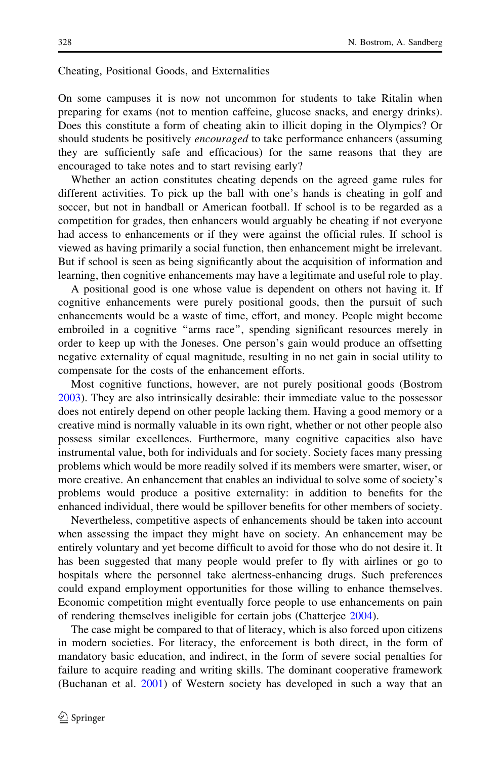## Cheating, Positional Goods, and Externalities

On some campuses it is now not uncommon for students to take Ritalin when preparing for exams (not to mention caffeine, glucose snacks, and energy drinks). Does this constitute a form of cheating akin to illicit doping in the Olympics? Or should students be positively *encouraged* to take performance enhancers (assuming they are sufficiently safe and efficacious) for the same reasons that they are encouraged to take notes and to start revising early?

Whether an action constitutes cheating depends on the agreed game rules for different activities. To pick up the ball with one's hands is cheating in golf and soccer, but not in handball or American football. If school is to be regarded as a competition for grades, then enhancers would arguably be cheating if not everyone had access to enhancements or if they were against the official rules. If school is viewed as having primarily a social function, then enhancement might be irrelevant. But if school is seen as being significantly about the acquisition of information and learning, then cognitive enhancements may have a legitimate and useful role to play.

A positional good is one whose value is dependent on others not having it. If cognitive enhancements were purely positional goods, then the pursuit of such enhancements would be a waste of time, effort, and money. People might become embroiled in a cognitive "arms race", spending significant resources merely in order to keep up with the Joneses. One person's gain would produce an offsetting negative externality of equal magnitude, resulting in no net gain in social utility to compensate for the costs of the enhancement efforts.

Most cognitive functions, however, are not purely positional goods (Bostrom 2003). They are also intrinsically desirable: their immediate value to the possessor does not entirely depend on other people lacking them. Having a good memory or a creative mind is normally valuable in its own right, whether or not other people also possess similar excellences. Furthermore, many cognitive capacities also have instrumental value, both for individuals and for society. Society faces many pressing problems which would be more readily solved if its members were smarter, wiser, or more creative. An enhancement that enables an individual to solve some of society's problems would produce a positive externality: in addition to benefits for the enhanced individual, there would be spillover benefits for other members of society.

Nevertheless, competitive aspects of enhancements should be taken into account when assessing the impact they might have on society. An enhancement may be entirely voluntary and yet become difficult to avoid for those who do not desire it. It has been suggested that many people would prefer to fly with airlines or go to hospitals where the personnel take alertness-enhancing drugs. Such preferences could expand employment opportunities for those willing to enhance themselves. Economic competition might eventually force people to use enhancements on pain of rendering themselves ineligible for certain jobs (Chatterjee 2004).

The case might be compared to that of literacy, which is also forced upon citizens in modern societies. For literacy, the enforcement is both direct, in the form of mandatory basic education, and indirect, in the form of severe social penalties for failure to acquire reading and writing skills. The dominant cooperative framework (Buchanan et al. 2001) of Western society has developed in such a way that an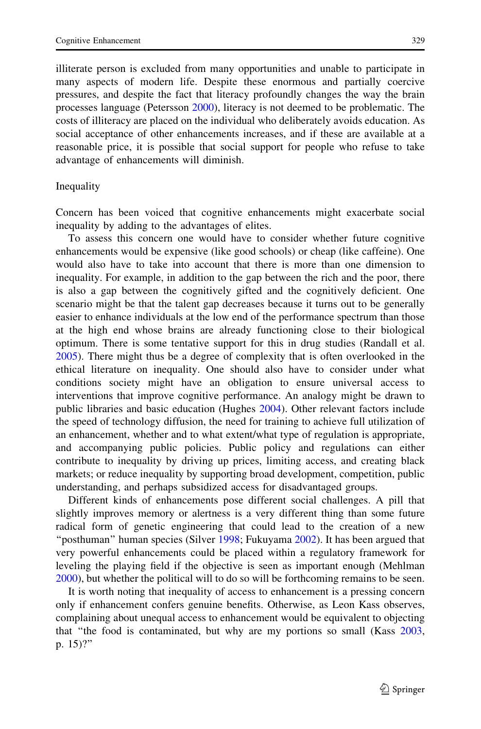illiterate person is excluded from many opportunities and unable to participate in many aspects of modern life. Despite these enormous and partially coercive pressures, and despite the fact that literacy profoundly changes the way the brain processes language (Petersson 2000), literacy is not deemed to be problematic. The costs of illiteracy are placed on the individual who deliberately avoids education. As social acceptance of other enhancements increases, and if these are available at a reasonable price, it is possible that social support for people who refuse to take advantage of enhancements will diminish.

### Inequality

Concern has been voiced that cognitive enhancements might exacerbate social inequality by adding to the advantages of elites.

To assess this concern one would have to consider whether future cognitive enhancements would be expensive (like good schools) or cheap (like caffeine). One would also have to take into account that there is more than one dimension to inequality. For example, in addition to the gap between the rich and the poor, there is also a gap between the cognitively gifted and the cognitively deficient. One scenario might be that the talent gap decreases because it turns out to be generally easier to enhance individuals at the low end of the performance spectrum than those at the high end whose brains are already functioning close to their biological optimum. There is some tentative support for this in drug studies (Randall et al. 2005). There might thus be a degree of complexity that is often overlooked in the ethical literature on inequality. One should also have to consider under what conditions society might have an obligation to ensure universal access to interventions that improve cognitive performance. An analogy might be drawn to public libraries and basic education (Hughes 2004). Other relevant factors include the speed of technology diffusion, the need for training to achieve full utilization of an enhancement, whether and to what extent/what type of regulation is appropriate, and accompanying public policies. Public policy and regulations can either contribute to inequality by driving up prices, limiting access, and creating black markets; or reduce inequality by supporting broad development, competition, public understanding, and perhaps subsidized access for disadvantaged groups.

Different kinds of enhancements pose different social challenges. A pill that slightly improves memory or alertness is a very different thing than some future radical form of genetic engineering that could lead to the creation of a new "posthuman" human species (Silver 1998; Fukuyama 2002). It has been argued that very powerful enhancements could be placed within a regulatory framework for leveling the playing field if the objective is seen as important enough (Mehlman 2000), but whether the political will to do so will be forthcoming remains to be seen.

It is worth noting that inequality of access to enhancement is a pressing concern only if enhancement confers genuine benefits. Otherwise, as Leon Kass observes, complaining about unequal access to enhancement would be equivalent to objecting that "the food is contaminated, but why are my portions so small (Kass 2003, p. 15)?"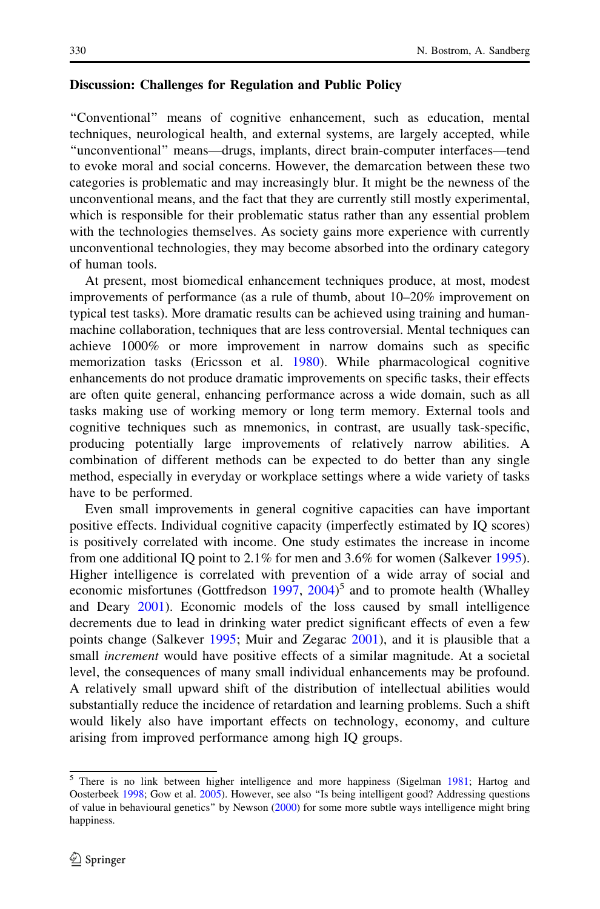### Discussion: Challenges for Regulation and Public Policy

"Conventional" means of cognitive enhancement, such as education, mental techniques, neurological health, and external systems, are largely accepted, while "unconventional" means—drugs, implants, direct brain-computer interfaces—tend to evoke moral and social concerns. However, the demarcation between these two categories is problematic and may increasingly blur. It might be the newness of the unconventional means, and the fact that they are currently still mostly experimental, which is responsible for their problematic status rather than any essential problem with the technologies themselves. As society gains more experience with currently unconventional technologies, they may become absorbed into the ordinary category of human tools.

At present, most biomedical enhancement techniques produce, at most, modest improvements of performance (as a rule of thumb, about 10–20% improvement on typical test tasks). More dramatic results can be achieved using training and human-machine collaboration, techniques that are less controversial. Mental techniques can achieve 1000% or more improvement in narrow domains such as specific memorization tasks (Ericsson et al. 1980). While pharmacological cognitive enhancements do not produce dramatic improvements on specific tasks, their effects are often quite general, enhancing performance across a wide domain, such as all tasks making use of working memory or long term memory. External tools and cognitive techniques such as mnemonics, in contrast, are usually task-specific, producing potentially large improvements of relatively narrow abilities. A combination of different methods can be expected to do better than any single method, especially in everyday or workplace settings where a wide variety of tasks have to be performed.

Even small improvements in general cognitive capacities can have important positive effects. Individual cognitive capacity (imperfectly estimated by IQ scores) is positively correlated with income. One study estimates the increase in income from one additional IQ point to 2.1% for men and 3.6% for women (Salkever 1995). Higher intelligence is correlated with prevention of a wide array of social and economic misfortunes (Gottfredson 1997, 2004)[5] and to promote health (Whalley and Deary 2001). Economic models of the loss caused by small intelligence decrements due to lead in drinking water predict significant effects of even a few points change (Salkever 1995; Muir and Zegarac 2001), and it is plausible that a small *increment* would have positive effects of a similar magnitude. At a societal level, the consequences of many small individual enhancements may be profound. A relatively small upward shift of the distribution of intellectual abilities would substantially reduce the incidence of retardation and learning problems. Such a shift would likely also have important effects on technology, economy, and culture arising from improved performance among high IQ groups.

---

[5] There is no link between higher intelligence and more happiness (Sigelman 1981; Hartog and Oosterbeek 1998; Gow et al. 2005). However, see also "Is being intelligent good? Addressing questions of value in behavioural genetics" by Newson (2000) for some more subtle ways intelligence might bring happiness.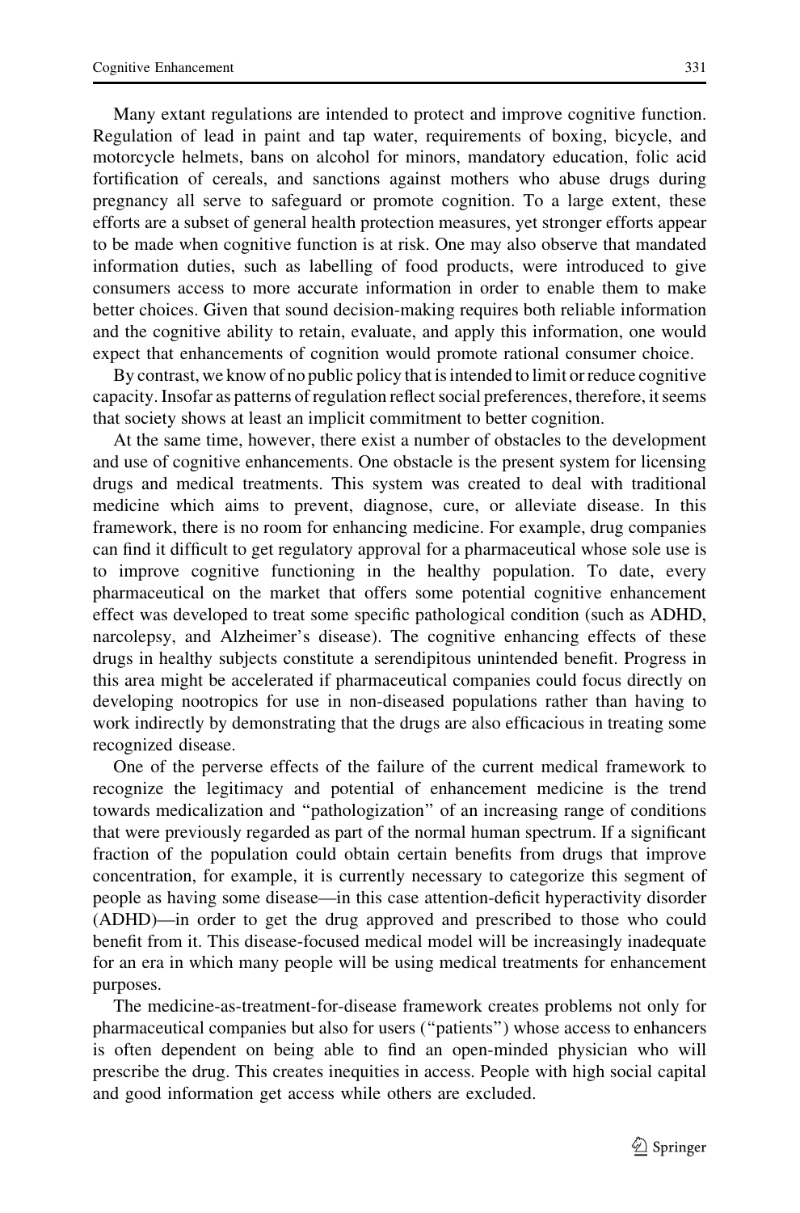Many extant regulations are intended to protect and improve cognitive function. Regulation of lead in paint and tap water, requirements of boxing, bicycle, and motorcycle helmets, bans on alcohol for minors, mandatory education, folic acid fortification of cereals, and sanctions against mothers who abuse drugs during pregnancy all serve to safeguard or promote cognition. To a large extent, these efforts are a subset of general health protection measures, yet stronger efforts appear to be made when cognitive function is at risk. One may also observe that mandated information duties, such as labelling of food products, were introduced to give consumers access to more accurate information in order to enable them to make better choices. Given that sound decision-making requires both reliable information and the cognitive ability to retain, evaluate, and apply this information, one would expect that enhancements of cognition would promote rational consumer choice.

By contrast, we know of no public policy that is intended to limit or reduce cognitive capacity. Insofar as patterns of regulation reflect social preferences, therefore, it seems that society shows at least an implicit commitment to better cognition.

At the same time, however, there exist a number of obstacles to the development and use of cognitive enhancements. One obstacle is the present system for licensing drugs and medical treatments. This system was created to deal with traditional medicine which aims to prevent, diagnose, cure, or alleviate disease. In this framework, there is no room for enhancing medicine. For example, drug companies can find it difficult to get regulatory approval for a pharmaceutical whose sole use is to improve cognitive functioning in the healthy population. To date, every pharmaceutical on the market that offers some potential cognitive enhancement effect was developed to treat some specific pathological condition (such as ADHD, narcolepsy, and Alzheimer's disease). The cognitive enhancing effects of these drugs in healthy subjects constitute a serendipitous unintended benefit. Progress in this area might be accelerated if pharmaceutical companies could focus directly on developing nootropics for use in non-diseased populations rather than having to work indirectly by demonstrating that the drugs are also efficacious in treating some recognized disease.

One of the perverse effects of the failure of the current medical framework to recognize the legitimacy and potential of enhancement medicine is the trend towards medicalization and "pathologization" of an increasing range of conditions that were previously regarded as part of the normal human spectrum. If a significant fraction of the population could obtain certain benefits from drugs that improve concentration, for example, it is currently necessary to categorize this segment of people as having some disease—in this case attention-deficit hyperactivity disorder (ADHD)—in order to get the drug approved and prescribed to those who could benefit from it. This disease-focused medical model will be increasingly inadequate for an era in which many people will be using medical treatments for enhancement purposes.

The medicine-as-treatment-for-disease framework creates problems not only for pharmaceutical companies but also for users ("patients") whose access to enhancers is often dependent on being able to find an open-minded physician who will prescribe the drug. This creates inequities in access. People with high social capital and good information get access while others are excluded.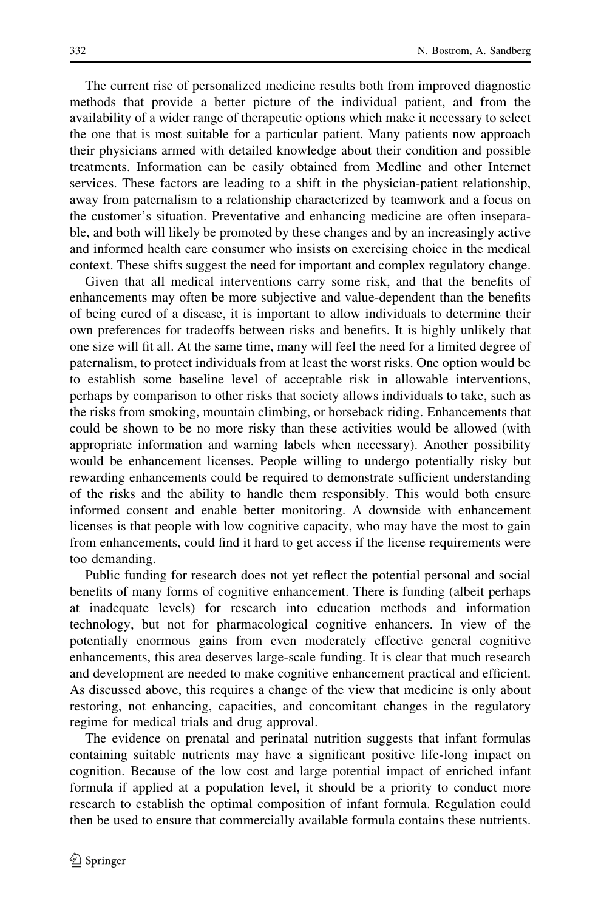The current rise of personalized medicine results both from improved diagnostic methods that provide a better picture of the individual patient, and from the availability of a wider range of therapeutic options which make it necessary to select the one that is most suitable for a particular patient. Many patients now approach their physicians armed with detailed knowledge about their condition and possible treatments. Information can be easily obtained from Medline and other Internet services. These factors are leading to a shift in the physician-patient relationship, away from paternalism to a relationship characterized by teamwork and a focus on the customer's situation. Preventative and enhancing medicine are often inseparable, and both will likely be promoted by these changes and by an increasingly active and informed health care consumer who insists on exercising choice in the medical context. These shifts suggest the need for important and complex regulatory change.

Given that all medical interventions carry some risk, and that the benefits of enhancements may often be more subjective and value-dependent than the benefits of being cured of a disease, it is important to allow individuals to determine their own preferences for tradeoffs between risks and benefits. It is highly unlikely that one size will fit all. At the same time, many will feel the need for a limited degree of paternalism, to protect individuals from at least the worst risks. One option would be to establish some baseline level of acceptable risk in allowable interventions, perhaps by comparison to other risks that society allows individuals to take, such as the risks from smoking, mountain climbing, or horseback riding. Enhancements that could be shown to be no more risky than these activities would be allowed (with appropriate information and warning labels when necessary). Another possibility would be enhancement licenses. People willing to undergo potentially risky but rewarding enhancements could be required to demonstrate sufficient understanding of the risks and the ability to handle them responsibly. This would both ensure informed consent and enable better monitoring. A downside with enhancement licenses is that people with low cognitive capacity, who may have the most to gain from enhancements, could find it hard to get access if the license requirements were too demanding.

Public funding for research does not yet reflect the potential personal and social benefits of many forms of cognitive enhancement. There is funding (albeit perhaps at inadequate levels) for research into education methods and information technology, but not for pharmacological cognitive enhancers. In view of the potentially enormous gains from even moderately effective general cognitive enhancements, this area deserves large-scale funding. It is clear that much research and development are needed to make cognitive enhancement practical and efficient. As discussed above, this requires a change of the view that medicine is only about restoring, not enhancing, capacities, and concomitant changes in the regulatory regime for medical trials and drug approval.

The evidence on prenatal and perinatal nutrition suggests that infant formulas containing suitable nutrients may have a significant positive life-long impact on cognition. Because of the low cost and large potential impact of enriched infant formula if applied at a population level, it should be a priority to conduct more research to establish the optimal composition of infant formula. Regulation could then be used to ensure that commercially available formula contains these nutrients.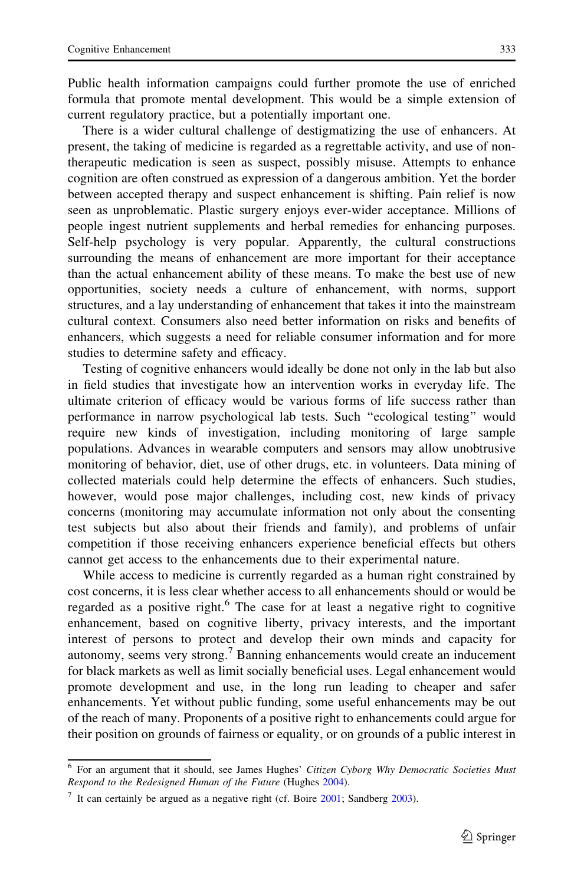Public health information campaigns could further promote the use of enriched formula that promote mental development. This would be a simple extension of current regulatory practice, but a potentially important one.

There is a wider cultural challenge of destigmatizing the use of enhancers. At present, the taking of medicine is regarded as a regrettable activity, and use of non-therapeutic medication is seen as suspect, possibly misuse. Attempts to enhance cognition are often construed as expression of a dangerous ambition. Yet the border between accepted therapy and suspect enhancement is shifting. Pain relief is now seen as unproblematic. Plastic surgery enjoys ever-wider acceptance. Millions of people ingest nutrient supplements and herbal remedies for enhancing purposes. Self-help psychology is very popular. Apparently, the cultural constructions surrounding the means of enhancement are more important for their acceptance than the actual enhancement ability of these means. To make the best use of new opportunities, society needs a culture of enhancement, with norms, support structures, and a lay understanding of enhancement that takes it into the mainstream cultural context. Consumers also need better information on risks and benefits of enhancers, which suggests a need for reliable consumer information and for more studies to determine safety and efficacy.

Testing of cognitive enhancers would ideally be done not only in the lab but also in field studies that investigate how an intervention works in everyday life. The ultimate criterion of efficacy would be various forms of life success rather than performance in narrow psychological lab tests. Such "ecological testing" would require new kinds of investigation, including monitoring of large sample populations. Advances in wearable computers and sensors may allow unobtrusive monitoring of behavior, diet, use of other drugs, etc. in volunteers. Data mining of collected materials could help determine the effects of enhancers. Such studies, however, would pose major challenges, including cost, new kinds of privacy concerns (monitoring may accumulate information not only about the consenting test subjects but also about their friends and family), and problems of unfair competition if those receiving enhancers experience beneficial effects but others cannot get access to the enhancements due to their experimental nature.

While access to medicine is currently regarded as a human right constrained by cost concerns, it is less clear whether access to all enhancements should or would be regarded as a positive right.[6] The case for at least a negative right to cognitive enhancement, based on cognitive liberty, privacy interests, and the important interest of persons to protect and develop their own minds and capacity for autonomy, seems very strong.[7] Banning enhancements would create an inducement for black markets as well as limit socially beneficial uses. Legal enhancement would promote development and use, in the long run leading to cheaper and safer enhancements. Yet without public funding, some useful enhancements may be out of the reach of many. Proponents of a positive right to enhancements could argue for their position on grounds of fairness or equality, or on grounds of a public interest in

---

[6] For an argument that it should, see James Hughes' *Citizen Cyborg Why Democratic Societies Must Respond to the Redesigned Human of the Future* (Hughes 2004).

[7] It can certainly be argued as a negative right (cf. Boire 2001; Sandberg 2003).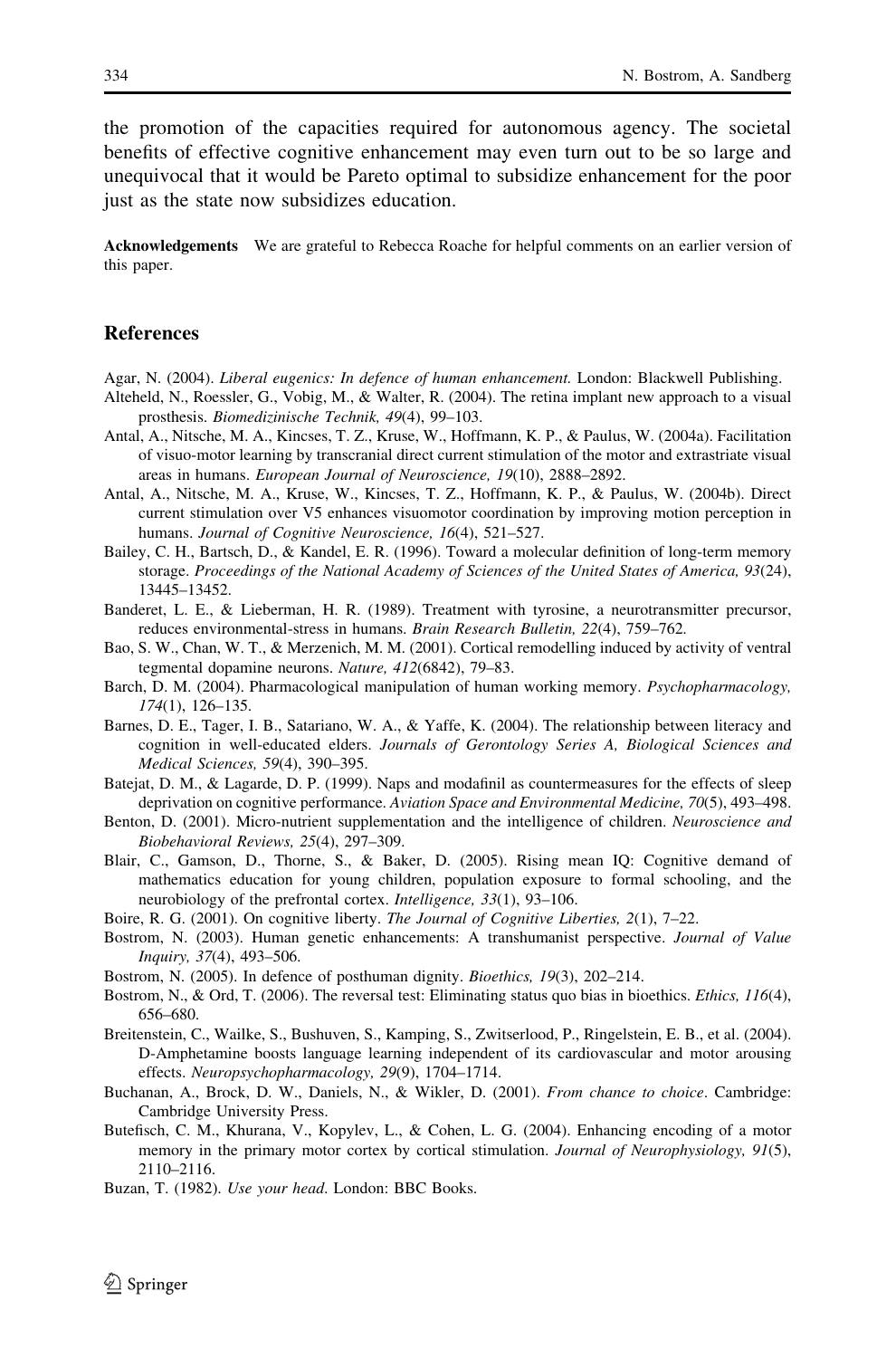the promotion of the capacities required for autonomous agency. The societal benefits of effective cognitive enhancement may even turn out to be so large and unequivocal that it would be Pareto optimal to subsidize enhancement for the poor just as the state now subsidizes education.

**Acknowledgements** We are grateful to Rebecca Roache for helpful comments on an earlier version of this paper.

## References

Agar, N. (2004). *Liberal eugenics: In defence of human enhancement*. London: Blackwell Publishing.

Alteheld, N., Roessler, G., Vobig, M., & Walter, R. (2004). The retina implant new approach to a visual prosthesis. *Biomedizinische Technik, 49*(4), 99–103.

Antal, A., Nitsche, M. A., Kincses, T. Z., Kruse, W., Hoffmann, K. P., & Paulus, W. (2004a). Facilitation of visuo-motor learning by transcranial direct current stimulation of the motor and extrastriate visual areas in humans. *European Journal of Neuroscience, 19*(10), 2888–2892.

Antal, A., Nitsche, M. A., Kruse, W., Kincses, T. Z., Hoffmann, K. P., & Paulus, W. (2004b). Direct current stimulation over V5 enhances visuomotor coordination by improving motion perception in humans. *Journal of Cognitive Neuroscience, 16*(4), 521–527.

Bailey, C. H., Bartsch, D., & Kandel, E. R. (1996). Toward a molecular definition of long-term memory storage. *Proceedings of the National Academy of Sciences of the United States of America, 93*(24), 13445–13452.

Banderet, L. E., & Lieberman, H. R. (1989). Treatment with tyrosine, a neurotransmitter precursor, reduces environmental-stress in humans. *Brain Research Bulletin, 22*(4), 759–762.

Bao, S. W., Chan, W. T., & Merzenich, M. M. (2001). Cortical remodelling induced by activity of ventral tegmental dopamine neurons. *Nature, 412*(6842), 79–83.

Barch, D. M. (2004). Pharmacological manipulation of human working memory. *Psychopharmacology, 174*(1), 126–135.

Barnes, D. E., Tager, I. B., Satariano, W. A., & Yaffe, K. (2004). The relationship between literacy and cognition in well-educated elders. *Journals of Gerontology Series A, Biological Sciences and Medical Sciences, 59*(4), 390–395.

Batejat, D. M., & Lagarde, D. P. (1999). Naps and modafinil as countermeasures for the effects of sleep deprivation on cognitive performance. *Aviation Space and Environmental Medicine, 70*(5), 493–498.

Benton, D. (2001). Micro-nutrient supplementation and the intelligence of children. *Neuroscience and Biobehavioral Reviews, 25*(4), 297–309.

Blair, C., Gamson, D., Thorne, S., & Baker, D. (2005). Rising mean IQ: Cognitive demand of mathematics education for young children, population exposure to formal schooling, and the neurobiology of the prefrontal cortex. *Intelligence, 33*(1), 93–106.

Boire, R. G. (2001). On cognitive liberty. *The Journal of Cognitive Liberties, 2*(1), 7–22.

Bostrom, N. (2003). Human genetic enhancements: A transhumanist perspective. *Journal of Value Inquiry, 37*(4), 493–506.

Bostrom, N. (2005). In defence of posthuman dignity. *Bioethics, 19*(3), 202–214.

Bostrom, N., & Ord, T. (2006). The reversal test: Eliminating status quo bias in bioethics. *Ethics, 116*(4), 656–680.

Breitenstein, C., Wailke, S., Bushuven, S., Kamping, S., Zwitserlood, P., Ringelstein, E. B., et al. (2004). D-Amphetamine boosts language learning independent of its cardiovascular and motor arousing effects. *Neuropsychopharmacology, 29*(9), 1704–1714.

Buchanan, A., Brock, D. W., Daniels, N., & Wikler, D. (2001). *From chance to choice*. Cambridge: Cambridge University Press.

Butefisch, C. M., Khurana, V., Kopylev, L., & Cohen, L. G. (2004). Enhancing encoding of a motor memory in the primary motor cortex by cortical stimulation. *Journal of Neurophysiology, 91*(5), 2110–2116.

Buzan, T. (1982). *Use your head*. London: BBC Books.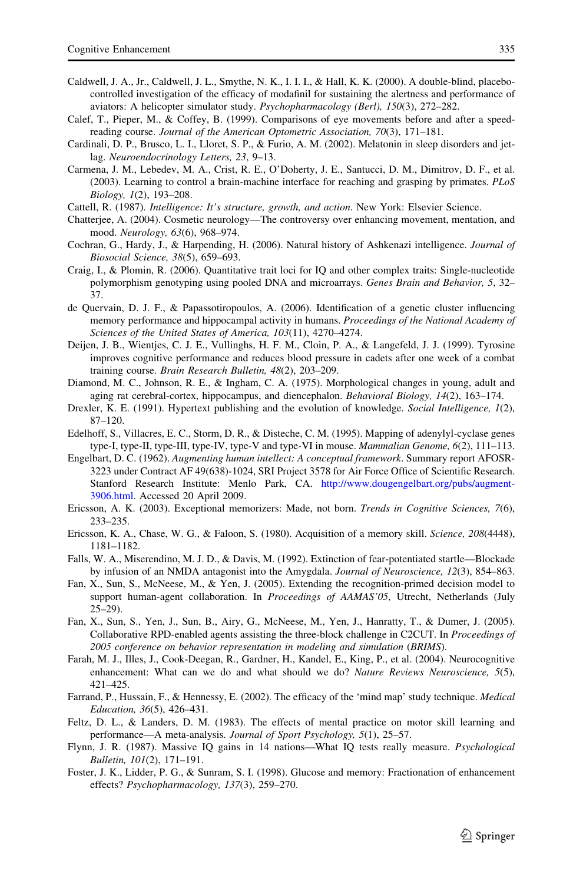Caldwell, J. A., Jr., Caldwell, J. L., Smythe, N. K., I. I. I., & Hall, K. K. (2000). A double-blind, placebo-controlled investigation of the efficacy of modafinil for sustaining the alertness and performance of aviators: A helicopter simulator study. *Psychopharmacology (Berl), 150*(3), 272–282.

Calef, T., Pieper, M., & Coffey, B. (1999). Comparisons of eye movements before and after a speed-reading course. *Journal of the American Optometric Association, 70*(3), 171–181.

Cardinali, D. P., Brusco, L. I., Lloret, S. P., & Furio, A. M. (2002). Melatonin in sleep disorders and jet-lag. *Neuroendocrinology Letters, 23*, 9–13.

Carmena, J. M., Lebedev, M. A., Crist, R. E., O'Doherty, J. E., Santucci, D. M., Dimitrov, D. F., et al. (2003). Learning to control a brain-machine interface for reaching and grasping by primates. *PLoS Biology, 1*(2), 193–208.

Cattell, R. (1987). *Intelligence: It's structure, growth, and action*. New York: Elsevier Science.

Chatterjee, A. (2004). Cosmetic neurology—The controversy over enhancing movement, mentation, and mood. *Neurology, 63*(6), 968–974.

Cochran, G., Hardy, J., & Harpending, H. (2006). Natural history of Ashkenazi intelligence. *Journal of Biosocial Science, 38*(5), 659–693.

Craig, I., & Plomin, R. (2006). Quantitative trait loci for IQ and other complex traits: Single-nucleotide polymorphism genotyping using pooled DNA and microarrays. *Genes Brain and Behavior, 5*, 32–37.

de Quervain, D. J. F., & Papassotiropoulos, A. (2006). Identification of a genetic cluster influencing memory performance and hippocampal activity in humans. *Proceedings of the National Academy of Sciences of the United States of America, 103*(11), 4270–4274.

Deijen, J. B., Wientjes, C. J. E., Vullinghs, H. F. M., Cloin, P. A., & Langefeld, J. J. (1999). Tyrosine improves cognitive performance and reduces blood pressure in cadets after one week of a combat training course. *Brain Research Bulletin, 48*(2), 203–209.

Diamond, M. C., Johnson, R. E., & Ingham, C. A. (1975). Morphological changes in young, adult and aging rat cerebral-cortex, hippocampus, and diencephalon. *Behavioral Biology, 14*(2), 163–174.

Drexler, K. E. (1991). Hypertext publishing and the evolution of knowledge. *Social Intelligence, 1*(2), 87–120.

Edelhoff, S., Villacres, E. C., Storm, D. R., & Disteche, C. M. (1995). Mapping of adenylyl-cyclase genes type-I, type-II, type-III, type-IV, type-V and type-VI in mouse. *Mammalian Genome, 6*(2), 111–113.

Engelbart, D. C. (1962). *Augmenting human intellect: A conceptual framework*. Summary report AFOSR-3223 under Contract AF 49(638)-1024, SRI Project 3578 for Air Force Office of Scientific Research. Stanford Research Institute: Menlo Park, CA. http://www.dougengelbart.org/pubs/augment-3906.html. Accessed 20 April 2009.

Ericsson, A. K. (2003). Exceptional memorizers: Made, not born. *Trends in Cognitive Sciences, 7*(6), 233–235.

Ericsson, K. A., Chase, W. G., & Faloon, S. (1980). Acquisition of a memory skill. *Science, 208*(4448), 1181–1182.

Falls, W. A., Miserendino, M. J. D., & Davis, M. (1992). Extinction of fear-potentiated startle—Blockade by infusion of an NMDA antagonist into the Amygdala. *Journal of Neuroscience, 12*(3), 854–863.

Fan, X., Sun, S., McNeese, M., & Yen, J. (2005). Extending the recognition-primed decision model to support human-agent collaboration. In *Proceedings of AAMAS'05*, Utrecht, Netherlands (July 25–29).

Fan, X., Sun, S., Yen, J., Sun, B., Airy, G., McNeese, M., Yen, J., Hanratty, T., & Dumer, J. (2005). Collaborative RPD-enabled agents assisting the three-block challenge in C2CUT. In *Proceedings of 2005 conference on behavior representation in modeling and simulation* (*BRIMS*).

Farah, M. J., Illes, J., Cook-Deegan, R., Gardner, H., Kandel, E., King, P., et al. (2004). Neurocognitive enhancement: What can we do and what should we do? *Nature Reviews Neuroscience, 5*(5), 421–425.

Farrand, P., Hussain, F., & Hennessy, E. (2002). The efficacy of the 'mind map' study technique. *Medical Education, 36*(5), 426–431.

Feltz, D. L., & Landers, D. M. (1983). The effects of mental practice on motor skill learning and performance—A meta-analysis. *Journal of Sport Psychology, 5*(1), 25–57.

Flynn, J. R. (1987). Massive IQ gains in 14 nations—What IQ tests really measure. *Psychological Bulletin, 101*(2), 171–191.

Foster, J. K., Lidder, P. G., & Sunram, S. I. (1998). Glucose and memory: Fractionation of enhancement effects? *Psychopharmacology, 137*(3), 259–270.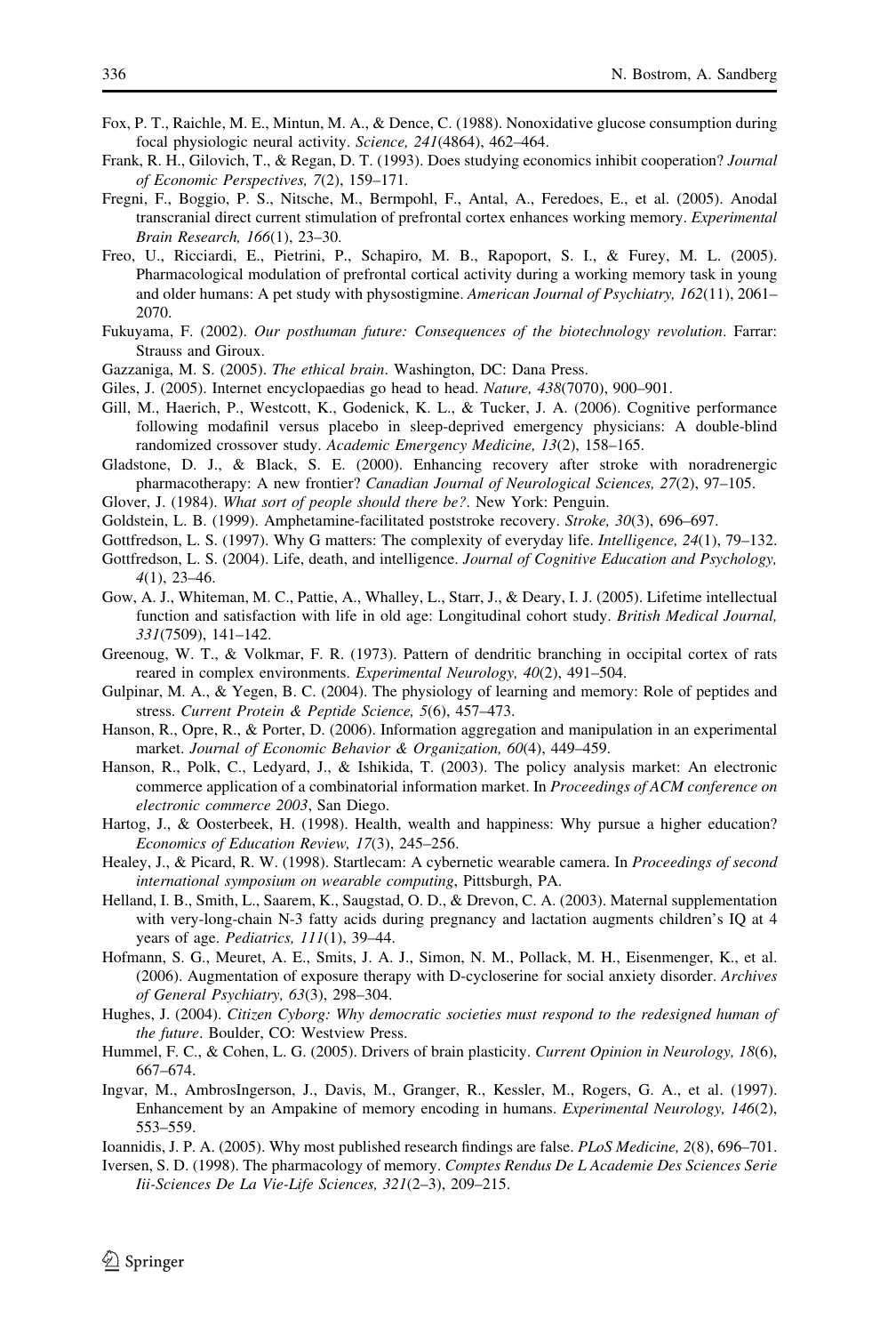Fox, P. T., Raichle, M. E., Mintun, M. A., & Dence, C. (1988). Nonoxidative glucose consumption during focal physiologic neural activity. *Science, 241*(4864), 462–464.

Frank, R. H., Gilovich, T., & Regan, D. T. (1993). Does studying economics inhibit cooperation? *Journal of Economic Perspectives, 7*(2), 159–171.

Fregni, F., Boggio, P. S., Nitsche, M., Bermpohl, F., Antal, A., Feredoes, E., et al. (2005). Anodal transcranial direct current stimulation of prefrontal cortex enhances working memory. *Experimental Brain Research, 166*(1), 23–30.

Freo, U., Ricciardi, E., Pietrini, P., Schapiro, M. B., Rapoport, S. I., & Furey, M. L. (2005). Pharmacological modulation of prefrontal cortical activity during a working memory task in young and older humans: A pet study with physostigmine. *American Journal of Psychiatry, 162*(11), 2061–2070.

Fukuyama, F. (2002). *Our posthuman future: Consequences of the biotechnology revolution*. Farrar: Strauss and Giroux.

Gazzaniga, M. S. (2005). *The ethical brain*. Washington, DC: Dana Press.

Giles, J. (2005). Internet encyclopaedias go head to head. *Nature, 438*(7070), 900–901.

Gill, M., Haerich, P., Westcott, K., Godenick, K. L., & Tucker, J. A. (2006). Cognitive performance following modafinil versus placebo in sleep-deprived emergency physicians: A double-blind randomized crossover study. *Academic Emergency Medicine, 13*(2), 158–165.

Gladstone, D. J., & Black, S. E. (2000). Enhancing recovery after stroke with noradrenergic pharmacotherapy: A new frontier? *Canadian Journal of Neurological Sciences, 27*(2), 97–105.

Glover, J. (1984). *What sort of people should there be?*. New York: Penguin.

Goldstein, L. B. (1999). Amphetamine-facilitated poststroke recovery. *Stroke, 30*(3), 696–697.

Gottfredson, L. S. (1997). Why G matters: The complexity of everyday life. *Intelligence, 24*(1), 79–132.

Gottfredson, L. S. (2004). Life, death, and intelligence. *Journal of Cognitive Education and Psychology, 4*(1), 23–46.

Gow, A. J., Whiteman, M. C., Pattie, A., Whalley, L., Starr, J., & Deary, I. J. (2005). Lifetime intellectual function and satisfaction with life in old age: Longitudinal cohort study. *British Medical Journal, 331*(7509), 141–142.

Greenoug, W. T., & Volkmar, F. R. (1973). Pattern of dendritic branching in occipital cortex of rats reared in complex environments. *Experimental Neurology, 40*(2), 491–504.

Gulpinar, M. A., & Yegen, B. C. (2004). The physiology of learning and memory: Role of peptides and stress. *Current Protein & Peptide Science, 5*(6), 457–473.

Hanson, R., Opre, R., & Porter, D. (2006). Information aggregation and manipulation in an experimental market. *Journal of Economic Behavior & Organization, 60*(4), 449–459.

Hanson, R., Polk, C., Ledyard, J., & Ishikida, T. (2003). The policy analysis market: An electronic commerce application of a combinatorial information market. In *Proceedings of ACM conference on electronic commerce 2003*, San Diego.

Hartog, J., & Oosterbeek, H. (1998). Health, wealth and happiness: Why pursue a higher education? *Economics of Education Review, 17*(3), 245–256.

Healey, J., & Picard, R. W. (1998). Startlecam: A cybernetic wearable camera. In *Proceedings of second international symposium on wearable computing*, Pittsburgh, PA.

Helland, I. B., Smith, L., Saarem, K., Saugstad, O. D., & Drevon, C. A. (2003). Maternal supplementation with very-long-chain N-3 fatty acids during pregnancy and lactation augments children's IQ at 4 years of age. *Pediatrics, 111*(1), 39–44.

Hofmann, S. G., Meuret, A. E., Smits, J. A. J., Simon, N. M., Pollack, M. H., Eisenmenger, K., et al. (2006). Augmentation of exposure therapy with D-cycloserine for social anxiety disorder. *Archives of General Psychiatry, 63*(3), 298–304.

Hughes, J. (2004). *Citizen Cyborg: Why democratic societies must respond to the redesigned human of the future*. Boulder, CO: Westview Press.

Hummel, F. C., & Cohen, L. G. (2005). Drivers of brain plasticity. *Current Opinion in Neurology, 18*(6), 667–674.

Ingvar, M., AmbrosIngerson, J., Davis, M., Granger, R., Kessler, M., Rogers, G. A., et al. (1997). Enhancement by an Ampakine of memory encoding in humans. *Experimental Neurology, 146*(2), 553–559.

Ioannidis, J. P. A. (2005). Why most published research findings are false. *PLoS Medicine, 2*(8), 696–701.

Iversen, S. D. (1998). The pharmacology of memory. *Comptes Rendus De L Academie Des Sciences Serie Iii-Sciences De La Vie-Life Sciences, 321*(2–3), 209–215.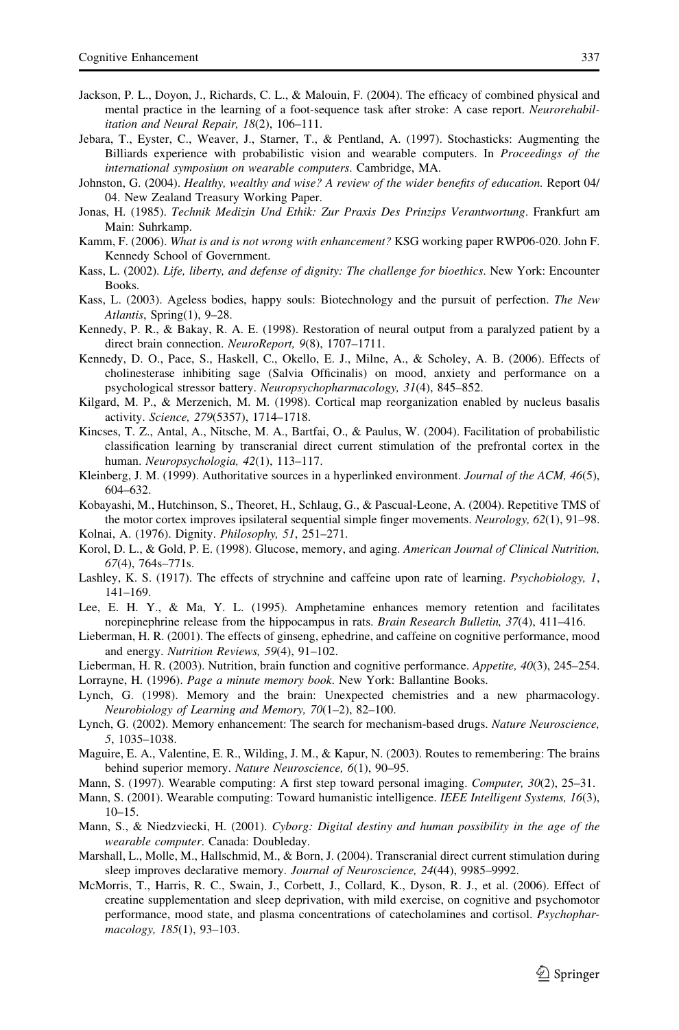Jackson, P. L., Doyon, J., Richards, C. L., & Malouin, F. (2004). The efficacy of combined physical and mental practice in the learning of a foot-sequence task after stroke: A case report. *Neurorehabilitation and Neural Repair, 18*(2), 106–111.

Jebara, T., Eyster, C., Weaver, J., Starner, T., & Pentland, A. (1997). Stochasticks: Augmenting the Billiards experience with probabilistic vision and wearable computers. In *Proceedings of the international symposium on wearable computers*. Cambridge, MA.

Johnston, G. (2004). *Healthy, wealthy and wise? A review of the wider benefits of education.* Report 04/04. New Zealand Treasury Working Paper.

Jonas, H. (1985). *Technik Medizin Und Ethik: Zur Praxis Des Prinzips Verantwortung*. Frankfurt am Main: Suhrkamp.

Kamm, F. (2006). *What is and is not wrong with enhancement?* KSG working paper RWP06-020. John F. Kennedy School of Government.

Kass, L. (2002). *Life, liberty, and defense of dignity: The challenge for bioethics*. New York: Encounter Books.

Kass, L. (2003). Ageless bodies, happy souls: Biotechnology and the pursuit of perfection. *The New Atlantis*, Spring(1), 9–28.

Kennedy, P. R., & Bakay, R. A. E. (1998). Restoration of neural output from a paralyzed patient by a direct brain connection. *NeuroReport, 9*(8), 1707–1711.

Kennedy, D. O., Pace, S., Haskell, C., Okello, E. J., Milne, A., & Scholey, A. B. (2006). Effects of cholinesterase inhibiting sage (Salvia Officinalis) on mood, anxiety and performance on a psychological stressor battery. *Neuropsychopharmacology, 31*(4), 845–852.

Kilgard, M. P., & Merzenich, M. M. (1998). Cortical map reorganization enabled by nucleus basalis activity. *Science, 279*(5357), 1714–1718.

Kincses, T. Z., Antal, A., Nitsche, M. A., Bartfai, O., & Paulus, W. (2004). Facilitation of probabilistic classification learning by transcranial direct current stimulation of the prefrontal cortex in the human. *Neuropsychologia, 42*(1), 113–117.

Kleinberg, J. M. (1999). Authoritative sources in a hyperlinked environment. *Journal of the ACM, 46*(5), 604–632.

Kobayashi, M., Hutchinson, S., Theoret, H., Schlaug, G., & Pascual-Leone, A. (2004). Repetitive TMS of the motor cortex improves ipsilateral sequential simple finger movements. *Neurology, 62*(1), 91–98.

Kolnai, A. (1976). Dignity. *Philosophy, 51*, 251–271.

Korol, D. L., & Gold, P. E. (1998). Glucose, memory, and aging. *American Journal of Clinical Nutrition, 67*(4), 764s–771s.

Lashley, K. S. (1917). The effects of strychnine and caffeine upon rate of learning. *Psychobiology, 1*, 141–169.

Lee, E. H. Y., & Ma, Y. L. (1995). Amphetamine enhances memory retention and facilitates norepinephrine release from the hippocampus in rats. *Brain Research Bulletin, 37*(4), 411–416.

Lieberman, H. R. (2001). The effects of ginseng, ephedrine, and caffeine on cognitive performance, mood and energy. *Nutrition Reviews, 59*(4), 91–102.

Lieberman, H. R. (2003). Nutrition, brain function and cognitive performance. *Appetite, 40*(3), 245–254.

Lorrayne, H. (1996). *Page a minute memory book*. New York: Ballantine Books.

Lynch, G. (1998). Memory and the brain: Unexpected chemistries and a new pharmacology. *Neurobiology of Learning and Memory, 70*(1–2), 82–100.

Lynch, G. (2002). Memory enhancement: The search for mechanism-based drugs. *Nature Neuroscience, 5*, 1035–1038.

Maguire, E. A., Valentine, E. R., Wilding, J. M., & Kapur, N. (2003). Routes to remembering: The brains behind superior memory. *Nature Neuroscience, 6*(1), 90–95.

Mann, S. (1997). Wearable computing: A first step toward personal imaging. *Computer, 30*(2), 25–31.

Mann, S. (2001). Wearable computing: Toward humanistic intelligence. *IEEE Intelligent Systems, 16*(3), 10–15.

Mann, S., & Niedzviecki, H. (2001). *Cyborg: Digital destiny and human possibility in the age of the wearable computer*. Canada: Doubleday.

Marshall, L., Molle, M., Hallschmid, M., & Born, J. (2004). Transcranial direct current stimulation during sleep improves declarative memory. *Journal of Neuroscience, 24*(44), 9985–9992.

McMorris, T., Harris, R. C., Swain, J., Corbett, J., Collard, K., Dyson, R. J., et al. (2006). Effect of creatine supplementation and sleep deprivation, with mild exercise, on cognitive and psychomotor performance, mood state, and plasma concentrations of catecholamines and cortisol. *Psychopharmacology, 185*(1), 93–103.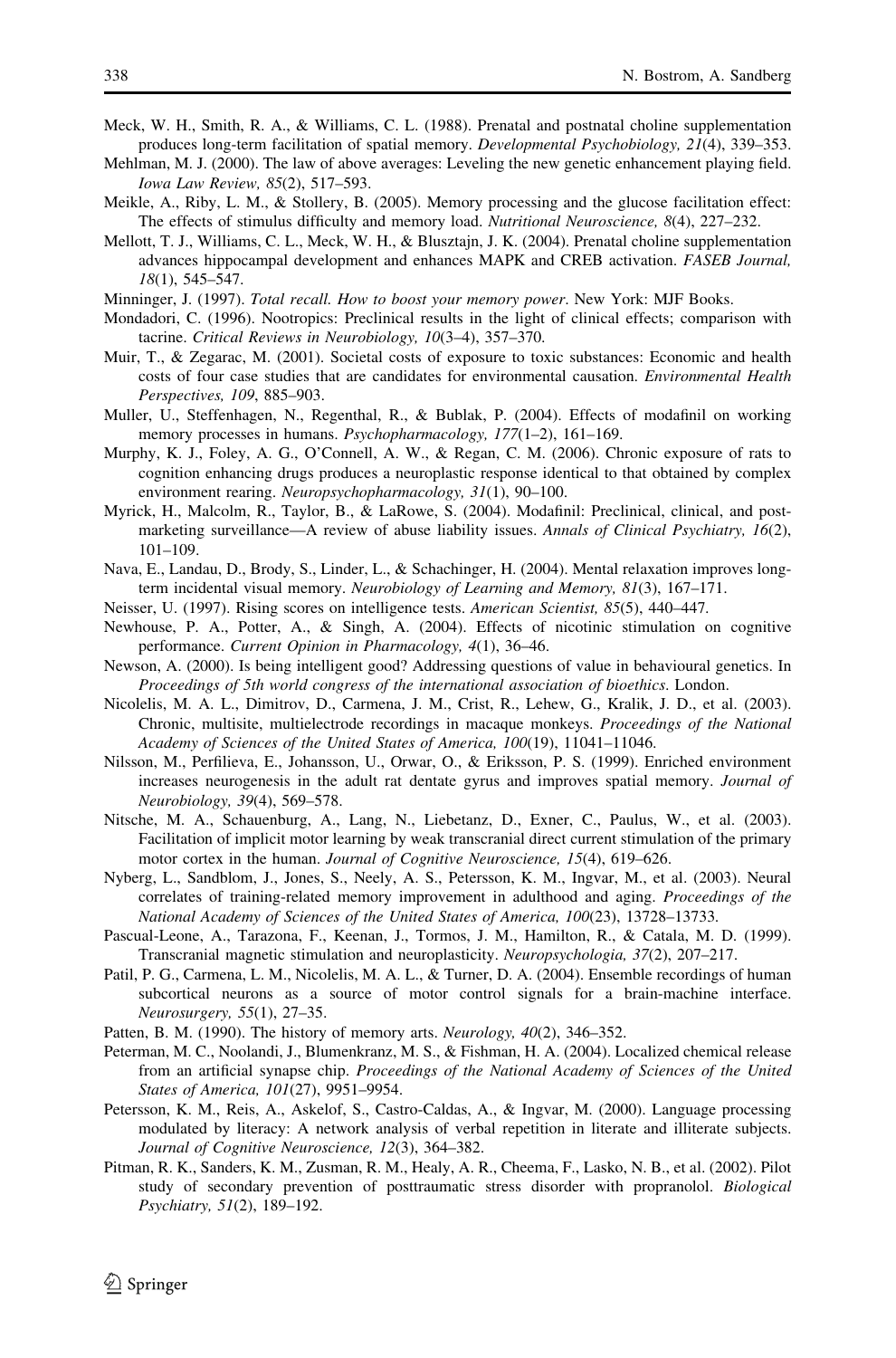Meck, W. H., Smith, R. A., & Williams, C. L. (1988). Prenatal and postnatal choline supplementation produces long-term facilitation of spatial memory. *Developmental Psychobiology, 21*(4), 339–353.

Mehlman, M. J. (2000). The law of above averages: Leveling the new genetic enhancement playing field. *Iowa Law Review, 85*(2), 517–593.

Meikle, A., Riby, L. M., & Stollery, B. (2005). Memory processing and the glucose facilitation effect: The effects of stimulus difficulty and memory load. *Nutritional Neuroscience, 8*(4), 227–232.

Mellott, T. J., Williams, C. L., Meck, W. H., & Blusztajn, J. K. (2004). Prenatal choline supplementation advances hippocampal development and enhances MAPK and CREB activation. *FASEB Journal, 18*(1), 545–547.

Minninger, J. (1997). *Total recall. How to boost your memory power*. New York: MJF Books.

Mondadori, C. (1996). Nootropics: Preclinical results in the light of clinical effects; comparison with tacrine. *Critical Reviews in Neurobiology, 10*(3–4), 357–370.

Muir, T., & Zegarac, M. (2001). Societal costs of exposure to toxic substances: Economic and health costs of four case studies that are candidates for environmental causation. *Environmental Health Perspectives, 109*, 885–903.

Muller, U., Steffenhagen, N., Regenthal, R., & Bublak, P. (2004). Effects of modafinil on working memory processes in humans. *Psychopharmacology, 177*(1–2), 161–169.

Murphy, K. J., Foley, A. G., O'Connell, A. W., & Regan, C. M. (2006). Chronic exposure of rats to cognition enhancing drugs produces a neuroplastic response identical to that obtained by complex environment rearing. *Neuropsychopharmacology, 31*(1), 90–100.

Myrick, H., Malcolm, R., Taylor, B., & LaRowe, S. (2004). Modafinil: Preclinical, clinical, and post-marketing surveillance—A review of abuse liability issues. *Annals of Clinical Psychiatry, 16*(2), 101–109.

Nava, E., Landau, D., Brody, S., Linder, L., & Schachinger, H. (2004). Mental relaxation improves long-term incidental visual memory. *Neurobiology of Learning and Memory, 81*(3), 167–171.

Neisser, U. (1997). Rising scores on intelligence tests. *American Scientist, 85*(5), 440–447.

Newhouse, P. A., Potter, A., & Singh, A. (2004). Effects of nicotinic stimulation on cognitive performance. *Current Opinion in Pharmacology, 4*(1), 36–46.

Newson, A. (2000). Is being intelligent good? Addressing questions of value in behavioural genetics. In *Proceedings of 5th world congress of the international association of bioethics*. London.

Nicolelis, M. A. L., Dimitrov, D., Carmena, J. M., Crist, R., Lehew, G., Kralik, J. D., et al. (2003). Chronic, multisite, multielectrode recordings in macaque monkeys. *Proceedings of the National Academy of Sciences of the United States of America, 100*(19), 11041–11046.

Nilsson, M., Perfilieva, E., Johansson, U., Orwar, O., & Eriksson, P. S. (1999). Enriched environment increases neurogenesis in the adult rat dentate gyrus and improves spatial memory. *Journal of Neurobiology, 39*(4), 569–578.

Nitsche, M. A., Schauenburg, A., Lang, N., Liebetanz, D., Exner, C., Paulus, W., et al. (2003). Facilitation of implicit motor learning by weak transcranial direct current stimulation of the primary motor cortex in the human. *Journal of Cognitive Neuroscience, 15*(4), 619–626.

Nyberg, L., Sandblom, J., Jones, S., Neely, A. S., Petersson, K. M., Ingvar, M., et al. (2003). Neural correlates of training-related memory improvement in adulthood and aging. *Proceedings of the National Academy of Sciences of the United States of America, 100*(23), 13728–13733.

Pascual-Leone, A., Tarazona, F., Keenan, J., Tormos, J. M., Hamilton, R., & Catala, M. D. (1999). Transcranial magnetic stimulation and neuroplasticity. *Neuropsychologia, 37*(2), 207–217.

Patil, P. G., Carmena, L. M., Nicolelis, M. A. L., & Turner, D. A. (2004). Ensemble recordings of human subcortical neurons as a source of motor control signals for a brain-machine interface. *Neurosurgery, 55*(1), 27–35.

Patten, B. M. (1990). The history of memory arts. *Neurology, 40*(2), 346–352.

Peterman, M. C., Noolandi, J., Blumenkranz, M. S., & Fishman, H. A. (2004). Localized chemical release from an artificial synapse chip. *Proceedings of the National Academy of Sciences of the United States of America, 101*(27), 9951–9954.

Petersson, K. M., Reis, A., Askelof, S., Castro-Caldas, A., & Ingvar, M. (2000). Language processing modulated by literacy: A network analysis of verbal repetition in literate and illiterate subjects. *Journal of Cognitive Neuroscience, 12*(3), 364–382.

Pitman, R. K., Sanders, K. M., Zusman, R. M., Healy, A. R., Cheema, F., Lasko, N. B., et al. (2002). Pilot study of secondary prevention of posttraumatic stress disorder with propranolol. *Biological Psychiatry, 51*(2), 189–192.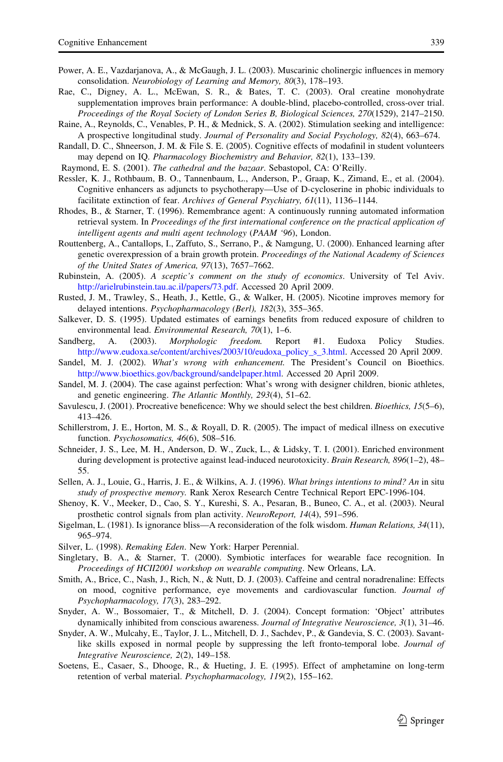Power, A. E., Vazdarjanova, A., & McGaugh, J. L. (2003). Muscarinic cholinergic influences in memory consolidation. *Neurobiology of Learning and Memory, 80*(3), 178–193.

Rae, C., Digney, A. L., McEwan, S. R., & Bates, T. C. (2003). Oral creatine monohydrate supplementation improves brain performance: A double-blind, placebo-controlled, cross-over trial. *Proceedings of the Royal Society of London Series B, Biological Sciences, 270*(1529), 2147–2150.

Raine, A., Reynolds, C., Venables, P. H., & Mednick, S. A. (2002). Stimulation seeking and intelligence: A prospective longitudinal study. *Journal of Personality and Social Psychology, 82*(4), 663–674.

Randall, D. C., Shneerson, J. M. & File S. E. (2005). Cognitive effects of modafinil in student volunteers may depend on IQ. *Pharmacology Biochemistry and Behavior, 82*(1), 133–139.

Raymond, E. S. (2001). *The cathedral and the bazaar*. Sebastopol, CA: O'Reilly.

Ressler, K. J., Rothbaum, B. O., Tannenbaum, L., Anderson, P., Graap, K., Zimand, E., et al. (2004). Cognitive enhancers as adjuncts to psychotherapy—Use of D-cycloserine in phobic individuals to facilitate extinction of fear. *Archives of General Psychiatry, 61*(11), 1136–1144.

Rhodes, B., & Starner, T. (1996). Remembrance agent: A continuously running automated information retrieval system. In *Proceedings of the first international conference on the practical application of intelligent agents and multi agent technology* (*PAAM '96*), London.

Routtenberg, A., Cantallops, I., Zaffuto, S., Serrano, P., & Namgung, U. (2000). Enhanced learning after genetic overexpression of a brain growth protein. *Proceedings of the National Academy of Sciences of the United States of America, 97*(13), 7657–7662.

Rubinstein, A. (2005). *A sceptic's comment on the study of economics*. University of Tel Aviv. http://arielrubinstein.tau.ac.il/papers/73.pdf. Accessed 20 April 2009.

Rusted, J. M., Trawley, S., Heath, J., Kettle, G., & Walker, H. (2005). Nicotine improves memory for delayed intentions. *Psychopharmacology (Berl), 182*(3), 355–365.

Salkever, D. S. (1995). Updated estimates of earnings benefits from reduced exposure of children to environmental lead. *Environmental Research, 70*(1), 1–6.

Sandberg, A. (2003). *Morphologic freedom.* Report #1. Eudoxa Policy Studies. http://www.eudoxa.se/content/archives/2003/10/eudoxa_policy_s_3.html. Accessed 20 April 2009.

Sandel, M. J. (2002). *What's wrong with enhancement.* The President's Council on Bioethics. http://www.bioethics.gov/background/sandelpaper.html. Accessed 20 April 2009.

Sandel, M. J. (2004). The case against perfection: What's wrong with designer children, bionic athletes, and genetic engineering. *The Atlantic Monthly, 293*(4), 51–62.

Savulescu, J. (2001). Procreative beneficence: Why we should select the best children. *Bioethics, 15*(5–6), 413–426.

Schillerstrom, J. E., Horton, M. S., & Royall, D. R. (2005). The impact of medical illness on executive function. *Psychosomatics, 46*(6), 508–516.

Schneider, J. S., Lee, M. H., Anderson, D. W., Zuck, L., & Lidsky, T. I. (2001). Enriched environment during development is protective against lead-induced neurotoxicity. *Brain Research, 896*(1–2), 48–55.

Sellen, A. J., Louie, G., Harris, J. E., & Wilkins, A. J. (1996). *What brings intentions to mind? An* in situ *study of prospective memory.* Rank Xerox Research Centre Technical Report EPC-1996-104.

Shenoy, K. V., Meeker, D., Cao, S. Y., Kureshi, S. A., Pesaran, B., Buneo, C. A., et al. (2003). Neural prosthetic control signals from plan activity. *NeuroReport, 14*(4), 591–596.

Sigelman, L. (1981). Is ignorance bliss—A reconsideration of the folk wisdom. *Human Relations, 34*(11), 965–974.

Silver, L. (1998). *Remaking Eden*. New York: Harper Perennial.

Singletary, B. A., & Starner, T. (2000). Symbiotic interfaces for wearable face recognition. In *Proceedings of HCII2001 workshop on wearable computing*. New Orleans, LA.

Smith, A., Brice, C., Nash, J., Rich, N., & Nutt, D. J. (2003). Caffeine and central noradrenaline: Effects on mood, cognitive performance, eye movements and cardiovascular function. *Journal of Psychopharmacology, 17*(3), 283–292.

Snyder, A. W., Bossomaier, T., & Mitchell, D. J. (2004). Concept formation: 'Object' attributes dynamically inhibited from conscious awareness. *Journal of Integrative Neuroscience, 3*(1), 31–46.

Snyder, A. W., Mulcahy, E., Taylor, J. L., Mitchell, D. J., Sachdev, P., & Gandevia, S. C. (2003). Savant-like skills exposed in normal people by suppressing the left fronto-temporal lobe. *Journal of Integrative Neuroscience, 2*(2), 149–158.

Soetens, E., Casaer, S., Dhooge, R., & Hueting, J. E. (1995). Effect of amphetamine on long-term retention of verbal material. *Psychopharmacology, 119*(2), 155–162.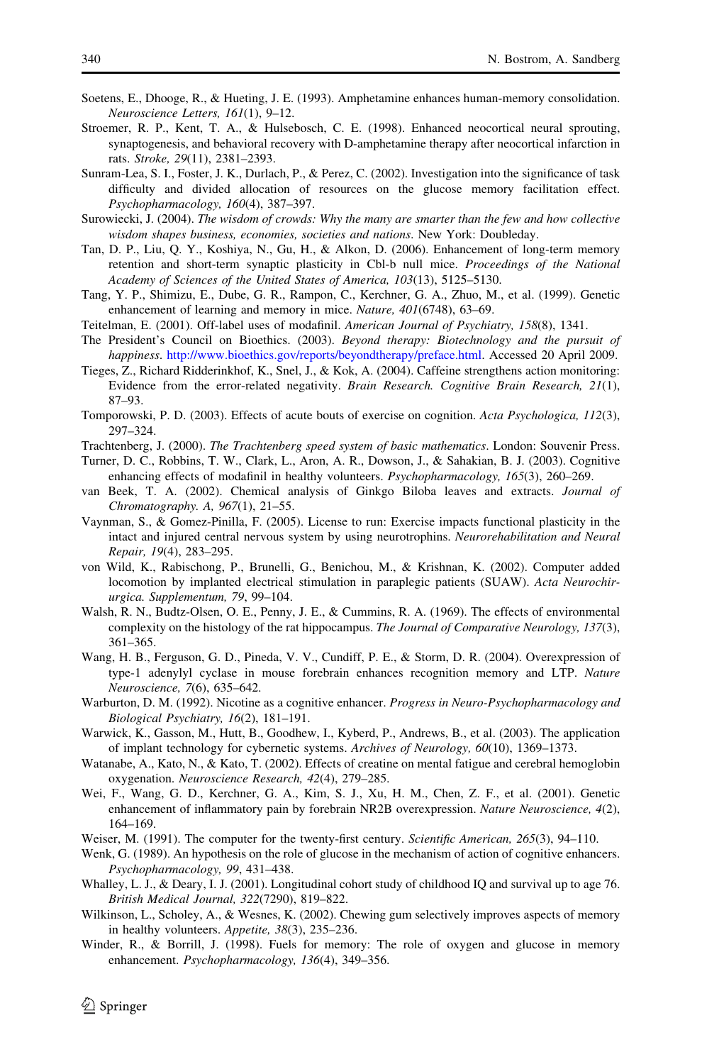Soetens, E., Dhooge, R., & Hueting, J. E. (1993). Amphetamine enhances human-memory consolidation. *Neuroscience Letters, 161*(1), 9–12.

Stroemer, R. P., Kent, T. A., & Hulsebosch, C. E. (1998). Enhanced neocortical neural sprouting, synaptogenesis, and behavioral recovery with D-amphetamine therapy after neocortical infarction in rats. *Stroke, 29*(11), 2381–2393.

Sunram-Lea, S. I., Foster, J. K., Durlach, P., & Perez, C. (2002). Investigation into the significance of task difficulty and divided allocation of resources on the glucose memory facilitation effect. *Psychopharmacology, 160*(4), 387–397.

Surowiecki, J. (2004). *The wisdom of crowds: Why the many are smarter than the few and how collective wisdom shapes business, economies, societies and nations*. New York: Doubleday.

Tan, D. P., Liu, Q. Y., Koshiya, N., Gu, H., & Alkon, D. (2006). Enhancement of long-term memory retention and short-term synaptic plasticity in Cbl-b null mice. *Proceedings of the National Academy of Sciences of the United States of America, 103*(13), 5125–5130.

Tang, Y. P., Shimizu, E., Dube, G. R., Rampon, C., Kerchner, G. A., Zhuo, M., et al. (1999). Genetic enhancement of learning and memory in mice. *Nature, 401*(6748), 63–69.

Teitelman, E. (2001). Off-label uses of modafinil. *American Journal of Psychiatry, 158*(8), 1341.

The President's Council on Bioethics. (2003). *Beyond therapy: Biotechnology and the pursuit of happiness*. http://www.bioethics.gov/reports/beyondtherapy/preface.html. Accessed 20 April 2009.

Tieges, Z., Richard Ridderinkhof, K., Snel, J., & Kok, A. (2004). Caffeine strengthens action monitoring: Evidence from the error-related negativity. *Brain Research. Cognitive Brain Research, 21*(1), 87–93.

Tomporowski, P. D. (2003). Effects of acute bouts of exercise on cognition. *Acta Psychologica, 112*(3), 297–324.

Trachtenberg, J. (2000). *The Trachtenberg speed system of basic mathematics*. London: Souvenir Press.

Turner, D. C., Robbins, T. W., Clark, L., Aron, A. R., Dowson, J., & Sahakian, B. J. (2003). Cognitive enhancing effects of modafinil in healthy volunteers. *Psychopharmacology, 165*(3), 260–269.

van Beek, T. A. (2002). Chemical analysis of Ginkgo Biloba leaves and extracts. *Journal of Chromatography. A, 967*(1), 21–55.

Vaynman, S., & Gomez-Pinilla, F. (2005). License to run: Exercise impacts functional plasticity in the intact and injured central nervous system by using neurotrophins. *Neurorehabilitation and Neural Repair, 19*(4), 283–295.

von Wild, K., Rabischong, P., Brunelli, G., Benichou, M., & Krishnan, K. (2002). Computer added locomotion by implanted electrical stimulation in paraplegic patients (SUAW). *Acta Neurochirurgica. Supplementum, 79*, 99–104.

Walsh, R. N., Budtz-Olsen, O. E., Penny, J. E., & Cummins, R. A. (1969). The effects of environmental complexity on the histology of the rat hippocampus. *The Journal of Comparative Neurology, 137*(3), 361–365.

Wang, H. B., Ferguson, G. D., Pineda, V. V., Cundiff, P. E., & Storm, D. R. (2004). Overexpression of type-1 adenylyl cyclase in mouse forebrain enhances recognition memory and LTP. *Nature Neuroscience, 7*(6), 635–642.

Warburton, D. M. (1992). Nicotine as a cognitive enhancer. *Progress in Neuro-Psychopharmacology and Biological Psychiatry, 16*(2), 181–191.

Warwick, K., Gasson, M., Hutt, B., Goodhew, I., Kyberd, P., Andrews, B., et al. (2003). The application of implant technology for cybernetic systems. *Archives of Neurology, 60*(10), 1369–1373.

Watanabe, A., Kato, N., & Kato, T. (2002). Effects of creatine on mental fatigue and cerebral hemoglobin oxygenation. *Neuroscience Research, 42*(4), 279–285.

Wei, F., Wang, G. D., Kerchner, G. A., Kim, S. J., Xu, H. M., Chen, Z. F., et al. (2001). Genetic enhancement of inflammatory pain by forebrain NR2B overexpression. *Nature Neuroscience, 4*(2), 164–169.

Weiser, M. (1991). The computer for the twenty-first century. *Scientific American, 265*(3), 94–110.

Wenk, G. (1989). An hypothesis on the role of glucose in the mechanism of action of cognitive enhancers. *Psychopharmacology, 99*, 431–438.

Whalley, L. J., & Deary, I. J. (2001). Longitudinal cohort study of childhood IQ and survival up to age 76. *British Medical Journal, 322*(7290), 819–822.

Wilkinson, L., Scholey, A., & Wesnes, K. (2002). Chewing gum selectively improves aspects of memory in healthy volunteers. *Appetite, 38*(3), 235–236.

Winder, R., & Borrill, J. (1998). Fuels for memory: The role of oxygen and glucose in memory enhancement. *Psychopharmacology, 136*(4), 349–356.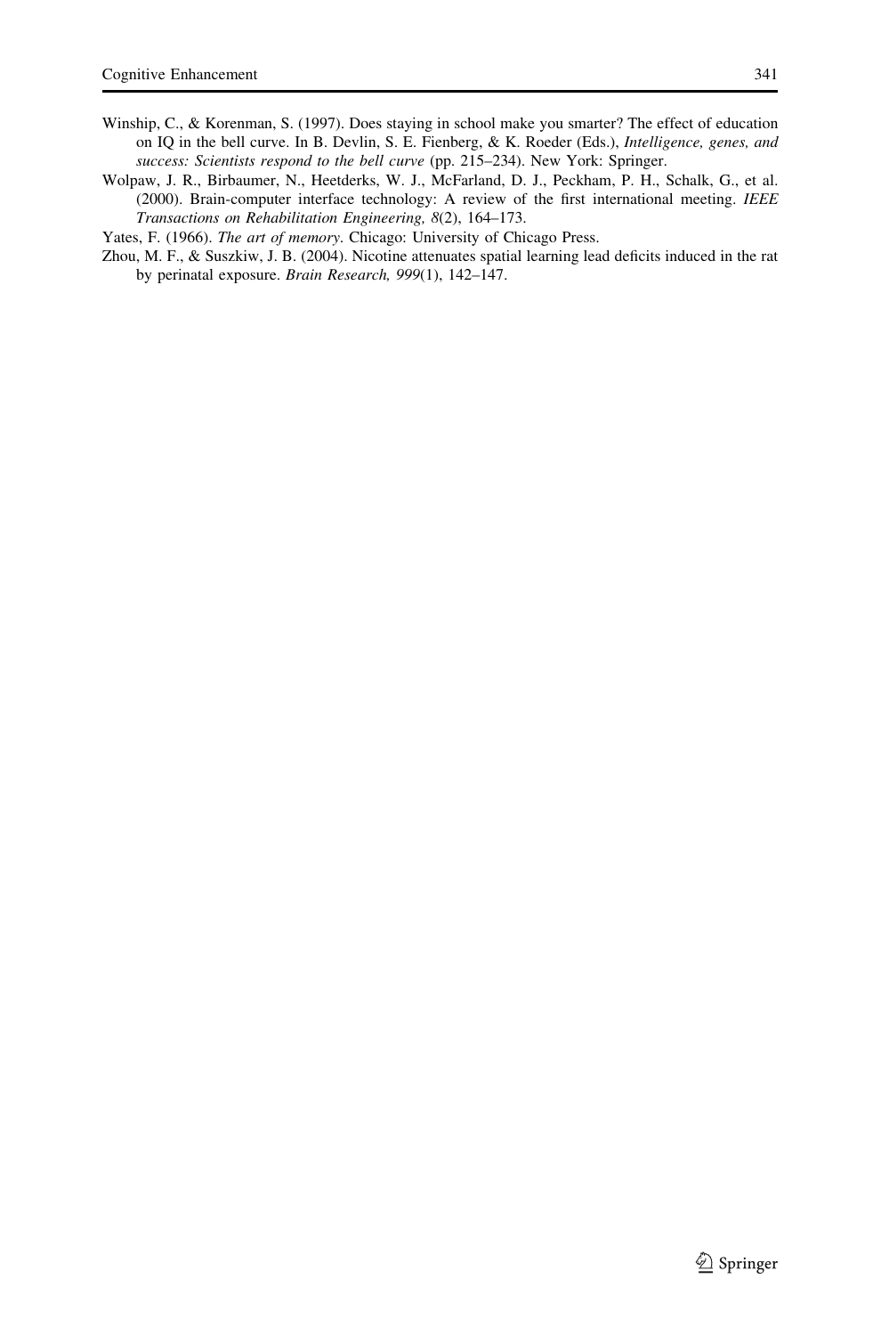Winship, C., & Korenman, S. (1997). Does staying in school make you smarter? The effect of education on IQ in the bell curve. In B. Devlin, S. E. Fienberg, & K. Roeder (Eds.), *Intelligence, genes, and success: Scientists respond to the bell curve* (pp. 215–234). New York: Springer.

Wolpaw, J. R., Birbaumer, N., Heetderks, W. J., McFarland, D. J., Peckham, P. H., Schalk, G., et al. (2000). Brain-computer interface technology: A review of the first international meeting. *IEEE Transactions on Rehabilitation Engineering, 8*(2), 164–173.

Yates, F. (1966). *The art of memory*. Chicago: University of Chicago Press.

Zhou, M. F., & Suszkiw, J. B. (2004). Nicotine attenuates spatial learning lead deficits induced in the rat by perinatal exposure. *Brain Research, 999*(1), 142–147.